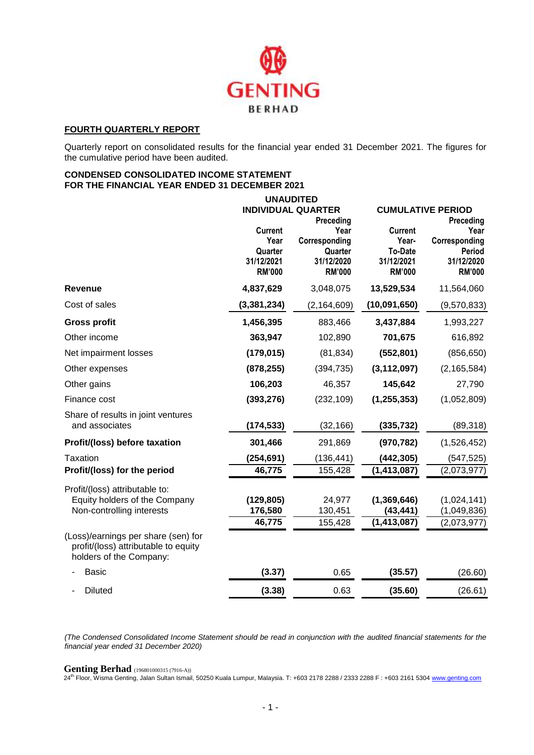**GENTING BERHAD**

## FOURTH QUARTERLY REPORT

Quarterly report on consolidated results for the financial year ended 31 December 2021. The figures for the cumulative period have been audited.

### CONDENSED CONSOLIDATED INCOME STATEMENT
### FOR THE FINANCIAL YEAR ENDED 31 DECEMBER 2021

| | UNAUDITED INDIVIDUAL QUARTER | | CUMULATIVE PERIOD | |
|---|---|---|---|---|
| | **Current Year Quarter 31/12/2021 RM'000** | **Preceding Year Corresponding Quarter 31/12/2020 RM'000** | **Current Year-To-Date 31/12/2021 RM'000** | **Preceding Year Corresponding Period 31/12/2020 RM'000** |
| **Revenue** | **4,837,629** | 3,048,075 | **13,529,534** | 11,564,060 |
| Cost of sales | **(3,381,234)** | (2,164,609) | **(10,091,650)** | (9,570,833) |
| **Gross profit** | **1,456,395** | 883,466 | **3,437,884** | 1,993,227 |
| Other income | **363,947** | 102,890 | **701,675** | 616,892 |
| Net impairment losses | **(179,015)** | (81,834) | **(552,801)** | (856,650) |
| Other expenses | **(878,255)** | (394,735) | **(3,112,097)** | (2,165,584) |
| Other gains | **106,203** | 46,357 | **145,642** | 27,790 |
| Finance cost | **(393,276)** | (232,109) | **(1,255,353)** | (1,052,809) |
| Share of results in joint ventures and associates | **(174,533)** | (32,166) | **(335,732)** | (89,318) |
| **Profit/(loss) before taxation** | **301,466** | 291,869 | **(970,782)** | (1,526,452) |
| Taxation | **(254,691)** | (136,441) | **(442,305)** | (547,525) |
| **Profit/(loss) for the period** | **46,775** | 155,428 | **(1,413,087)** | (2,073,977) |
| Profit/(loss) attributable to: | | | | |
| Equity holders of the Company | **(129,805)** | 24,977 | **(1,369,646)** | (1,024,141) |
| Non-controlling interests | **176,580** | 130,451 | **(43,441)** | (1,049,836) |
| | **46,775** | 155,428 | **(1,413,087)** | (2,073,977) |
| (Loss)/earnings per share (sen) for profit/(loss) attributable to equity holders of the Company: | | | | |
| - Basic | **(3.37)** | 0.65 | **(35.57)** | (26.60) |
| - Diluted | **(3.38)** | 0.63 | **(35.60)** | (26.61) |

*(The Condensed Consolidated Income Statement should be read in conjunction with the audited financial statements for the financial year ended 31 December 2020)*

**Genting Berhad** (196801000315 (7916-A))
24th Floor, Wisma Genting, Jalan Sultan Ismail, 50250 Kuala Lumpur, Malaysia. T: +603 2178 2288 / 2333 2288 F : +603 2161 5304 www.genting.com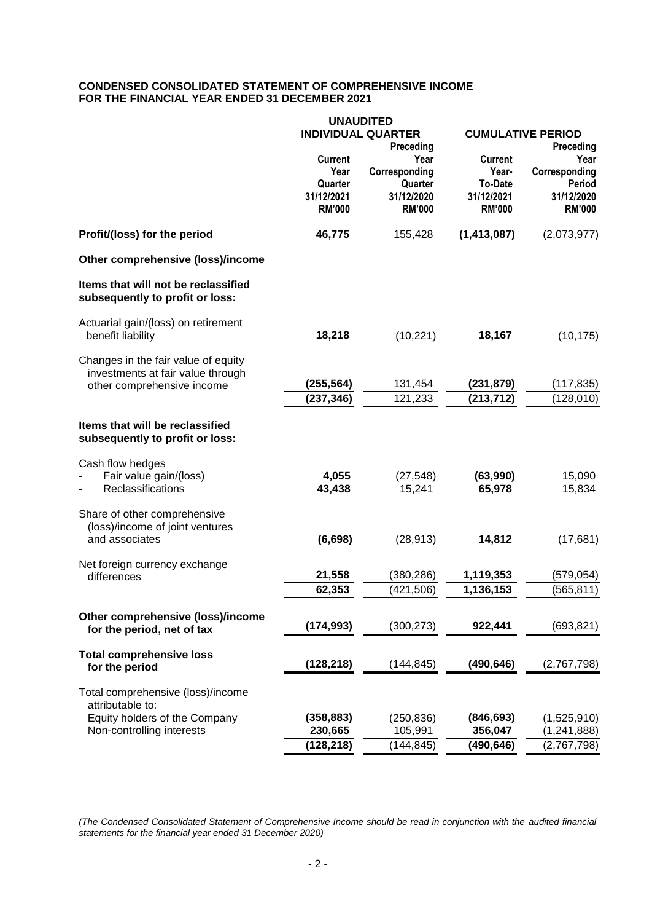**CONDENSED CONSOLIDATED STATEMENT OF COMPREHENSIVE INCOME**
**FOR THE FINANCIAL YEAR ENDED 31 DECEMBER 2021**

| | UNAUDITED INDIVIDUAL QUARTER | | CUMULATIVE PERIOD | |
|---|---|---|---|---|
| | Current Year Quarter 31/12/2021 RM'000 | Preceding Year Corresponding Quarter 31/12/2020 RM'000 | Current Year-To-Date 31/12/2021 RM'000 | Preceding Year Corresponding Period 31/12/2020 RM'000 |
| **Profit/(loss) for the period** | **46,775** | 155,428 | **(1,413,087)** | (2,073,977) |
| **Other comprehensive (loss)/income** | | | | |
| **Items that will not be reclassified subsequently to profit or loss:** | | | | |
| Actuarial gain/(loss) on retirement benefit liability | **18,218** | (10,221) | **18,167** | (10,175) |
| Changes in the fair value of equity investments at fair value through other comprehensive income | **(255,564)** | 131,454 | **(231,879)** | (117,835) |
| | **(237,346)** | 121,233 | **(213,712)** | (128,010) |
| **Items that will be reclassified subsequently to profit or loss:** | | | | |
| Cash flow hedges | | | | |
| - Fair value gain/(loss) | **4,055** | (27,548) | **(63,990)** | 15,090 |
| - Reclassifications | **43,438** | 15,241 | **65,978** | 15,834 |
| Share of other comprehensive (loss)/income of joint ventures and associates | **(6,698)** | (28,913) | **14,812** | (17,681) |
| Net foreign currency exchange differences | **21,558** | (380,286) | **1,119,353** | (579,054) |
| | **62,353** | (421,506) | **1,136,153** | (565,811) |
| **Other comprehensive (loss)/income for the period, net of tax** | **(174,993)** | (300,273) | **922,441** | (693,821) |
| **Total comprehensive loss for the period** | **(128,218)** | (144,845) | **(490,646)** | (2,767,798) |
| Total comprehensive (loss)/income attributable to: | | | | |
| Equity holders of the Company | **(358,883)** | (250,836) | **(846,693)** | (1,525,910) |
| Non-controlling interests | **230,665** | 105,991 | **356,047** | (1,241,888) |
| | **(128,218)** | (144,845) | **(490,646)** | (2,767,798) |

*(The Condensed Consolidated Statement of Comprehensive Income should be read in conjunction with the audited financial statements for the financial year ended 31 December 2020)*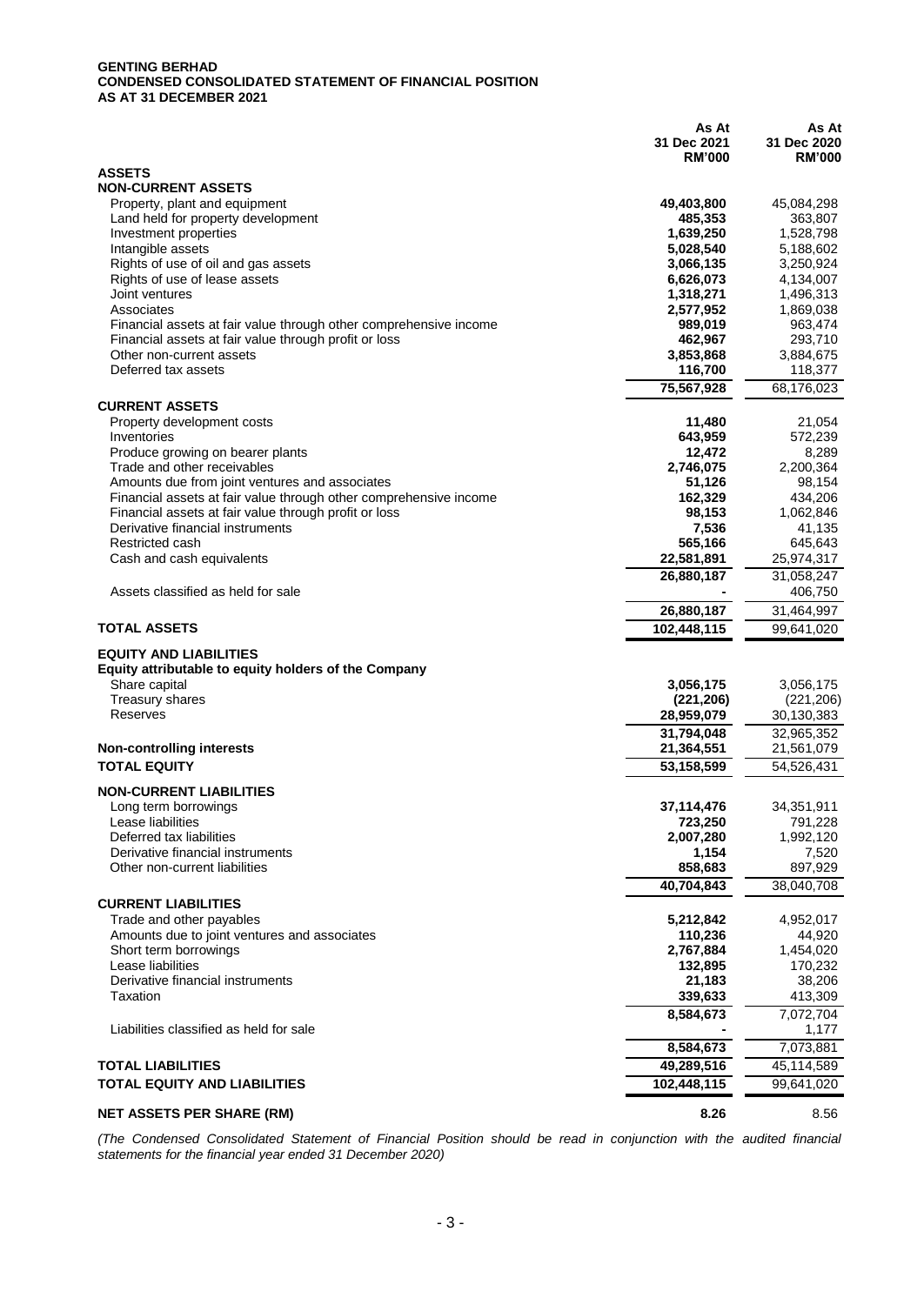**GENTING BERHAD**
**CONDENSED CONSOLIDATED STATEMENT OF FINANCIAL POSITION**
**AS AT 31 DECEMBER 2021**

| | As At 31 Dec 2021 RM'000 | As At 31 Dec 2020 RM'000 |
|---|---|---|
| **ASSETS** | | |
| **NON-CURRENT ASSETS** | | |
| Property, plant and equipment | **49,403,800** | 45,084,298 |
| Land held for property development | **485,353** | 363,807 |
| Investment properties | **1,639,250** | 1,528,798 |
| Intangible assets | **5,028,540** | 5,188,602 |
| Rights of use of oil and gas assets | **3,066,135** | 3,250,924 |
| Rights of use of lease assets | **6,626,073** | 4,134,007 |
| Joint ventures | **1,318,271** | 1,496,313 |
| Associates | **2,577,952** | 1,869,038 |
| Financial assets at fair value through other comprehensive income | **989,019** | 963,474 |
| Financial assets at fair value through profit or loss | **462,967** | 293,710 |
| Other non-current assets | **3,853,868** | 3,884,675 |
| Deferred tax assets | **116,700** | 118,377 |
| | **75,567,928** | 68,176,023 |
| **CURRENT ASSETS** | | |
| Property development costs | **11,480** | 21,054 |
| Inventories | **643,959** | 572,239 |
| Produce growing on bearer plants | **12,472** | 8,289 |
| Trade and other receivables | **2,746,075** | 2,200,364 |
| Amounts due from joint ventures and associates | **51,126** | 98,154 |
| Financial assets at fair value through other comprehensive income | **162,329** | 434,206 |
| Financial assets at fair value through profit or loss | **98,153** | 1,062,846 |
| Derivative financial instruments | **7,536** | 41,135 |
| Restricted cash | **565,166** | 645,643 |
| Cash and cash equivalents | **22,581,891** | 25,974,317 |
| | **26,880,187** | 31,058,247 |
| Assets classified as held for sale | **-** | 406,750 |
| | **26,880,187** | 31,464,997 |
| **TOTAL ASSETS** | **102,448,115** | 99,641,020 |
| **EQUITY AND LIABILITIES** | | |
| **Equity attributable to equity holders of the Company** | | |
| Share capital | **3,056,175** | 3,056,175 |
| Treasury shares | **(221,206)** | (221,206) |
| Reserves | **28,959,079** | 30,130,383 |
| | **31,794,048** | 32,965,352 |
| **Non-controlling interests** | **21,364,551** | 21,561,079 |
| **TOTAL EQUITY** | **53,158,599** | 54,526,431 |
| **NON-CURRENT LIABILITIES** | | |
| Long term borrowings | **37,114,476** | 34,351,911 |
| Lease liabilities | **723,250** | 791,228 |
| Deferred tax liabilities | **2,007,280** | 1,992,120 |
| Derivative financial instruments | **1,154** | 7,520 |
| Other non-current liabilities | **858,683** | 897,929 |
| | **40,704,843** | 38,040,708 |
| **CURRENT LIABILITIES** | | |
| Trade and other payables | **5,212,842** | 4,952,017 |
| Amounts due to joint ventures and associates | **110,236** | 44,920 |
| Short term borrowings | **2,767,884** | 1,454,020 |
| Lease liabilities | **132,895** | 170,232 |
| Derivative financial instruments | **21,183** | 38,206 |
| Taxation | **339,633** | 413,309 |
| | **8,584,673** | 7,072,704 |
| Liabilities classified as held for sale | **-** | 1,177 |
| | **8,584,673** | 7,073,881 |
| **TOTAL LIABILITIES** | **49,289,516** | 45,114,589 |
| **TOTAL EQUITY AND LIABILITIES** | **102,448,115** | 99,641,020 |
| **NET ASSETS PER SHARE (RM)** | **8.26** | 8.56 |

*(The Condensed Consolidated Statement of Financial Position should be read in conjunction with the audited financial statements for the financial year ended 31 December 2020)*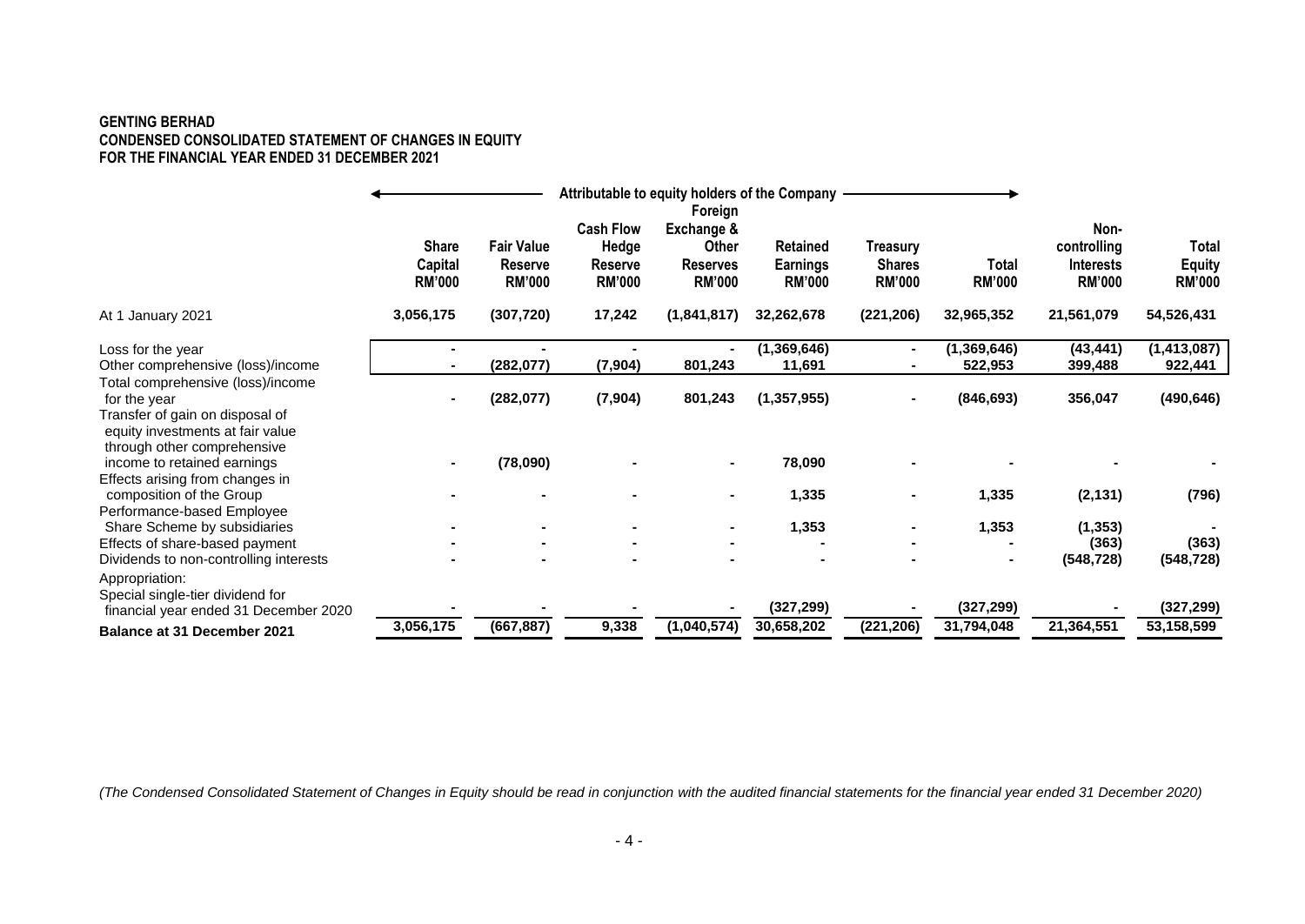**GENTING BERHAD**
**CONDENSED CONSOLIDATED STATEMENT OF CHANGES IN EQUITY**
**FOR THE FINANCIAL YEAR ENDED 31 DECEMBER 2021**

| | Attributable to equity holders of the Company | | | | | | | | |
|---|---|---|---|---|---|---|---|---|---|
| | **Share Capital RM'000** | **Fair Value Reserve RM'000** | **Cash Flow Hedge Reserve RM'000** | **Foreign Exchange & Other Reserves RM'000** | **Retained Earnings RM'000** | **Treasury Shares RM'000** | **Total RM'000** | **Non-controlling Interests RM'000** | **Total Equity RM'000** |
| At 1 January 2021 | **3,056,175** | **(307,720)** | **17,242** | **(1,841,817)** | **32,262,678** | **(221,206)** | **32,965,352** | **21,561,079** | **54,526,431** |
| Loss for the year | **-** | **-** | **-** | **-** | **(1,369,646)** | **-** | **(1,369,646)** | **(43,441)** | **(1,413,087)** |
| Other comprehensive (loss)/income | **-** | **(282,077)** | **(7,904)** | **801,243** | **11,691** | **-** | **522,953** | **399,488** | **922,441** |
| Total comprehensive (loss)/income for the year | **-** | **(282,077)** | **(7,904)** | **801,243** | **(1,357,955)** | **-** | **(846,693)** | **356,047** | **(490,646)** |
| Transfer of gain on disposal of equity investments at fair value through other comprehensive income to retained earnings | **-** | **(78,090)** | **-** | **-** | **78,090** | **-** | **-** | **-** | **-** |
| Effects arising from changes in composition of the Group | **-** | **-** | **-** | **-** | **1,335** | **-** | **1,335** | **(2,131)** | **(796)** |
| Performance-based Employee Share Scheme by subsidiaries | **-** | **-** | **-** | **-** | **1,353** | **-** | **1,353** | **(1,353)** | **-** |
| Effects of share-based payment | **-** | **-** | **-** | **-** | **-** | **-** | **-** | **(363)** | **(363)** |
| Dividends to non-controlling interests | **-** | **-** | **-** | **-** | **-** | **-** | **-** | **(548,728)** | **(548,728)** |
| Appropriation: | | | | | | | | | |
| Special single-tier dividend for financial year ended 31 December 2020 | **-** | **-** | **-** | **-** | **(327,299)** | **-** | **(327,299)** | **-** | **(327,299)** |
| **Balance at 31 December 2021** | **3,056,175** | **(667,887)** | **9,338** | **(1,040,574)** | **30,658,202** | **(221,206)** | **31,794,048** | **21,364,551** | **53,158,599** |

*(The Condensed Consolidated Statement of Changes in Equity should be read in conjunction with the audited financial statements for the financial year ended 31 December 2020)*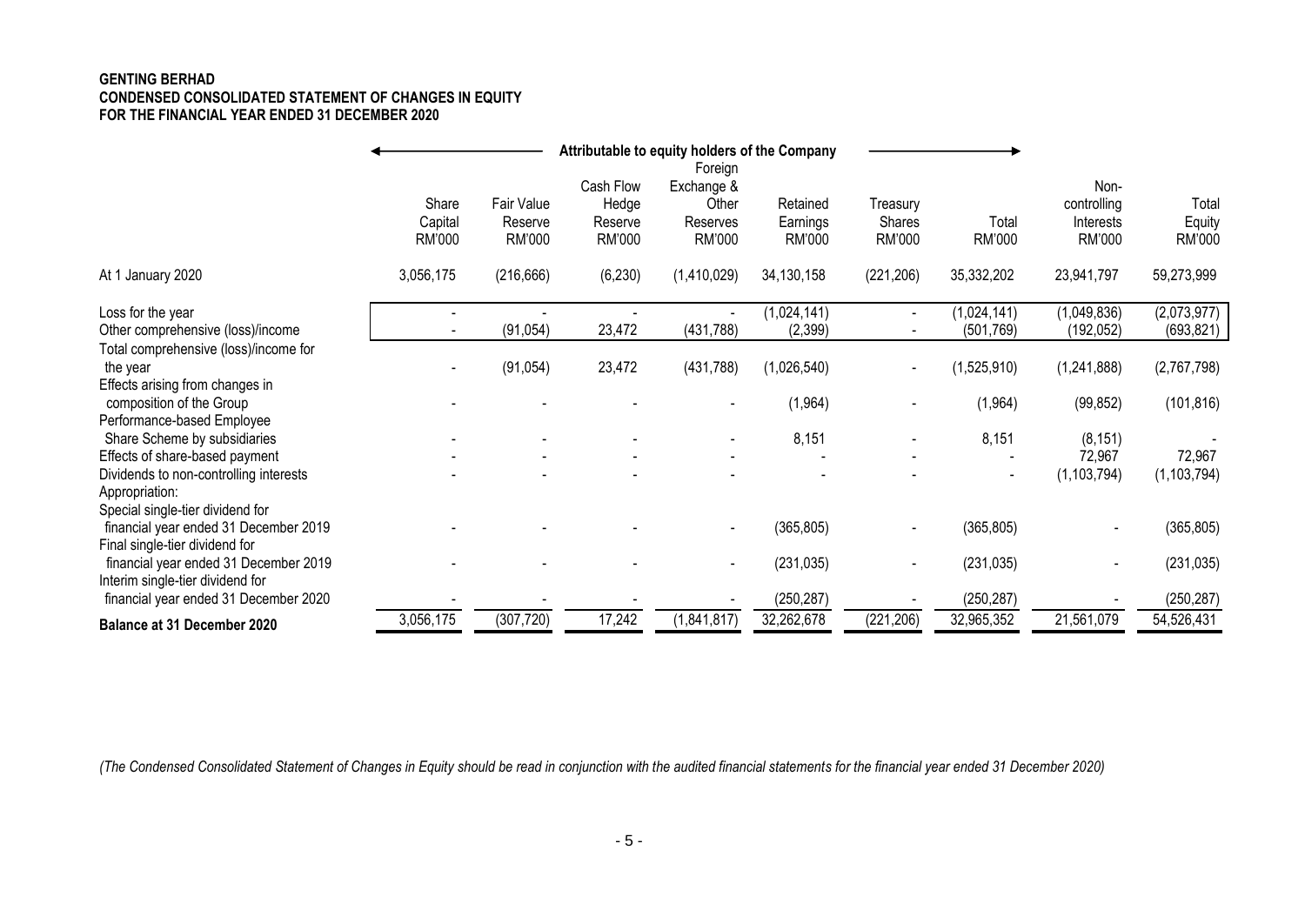**GENTING BERHAD**
**CONDENSED CONSOLIDATED STATEMENT OF CHANGES IN EQUITY**
**FOR THE FINANCIAL YEAR ENDED 31 DECEMBER 2020**

| | Attributable to equity holders of the Company | | | | | | | | |
|---|---|---|---|---|---|---|---|---|---|
| | Share Capital RM'000 | Fair Value Reserve RM'000 | Cash Flow Hedge Reserve RM'000 | Foreign Exchange & Other Reserves RM'000 | Retained Earnings RM'000 | Treasury Shares RM'000 | Total RM'000 | Non-controlling Interests RM'000 | Total Equity RM'000 |
| At 1 January 2020 | 3,056,175 | (216,666) | (6,230) | (1,410,029) | 34,130,158 | (221,206) | 35,332,202 | 23,941,797 | 59,273,999 |
| Loss for the year | - | - | - | - | (1,024,141) | - | (1,024,141) | (1,049,836) | (2,073,977) |
| Other comprehensive (loss)/income | - | (91,054) | 23,472 | (431,788) | (2,399) | - | (501,769) | (192,052) | (693,821) |
| Total comprehensive (loss)/income for the year | - | (91,054) | 23,472 | (431,788) | (1,026,540) | - | (1,525,910) | (1,241,888) | (2,767,798) |
| Effects arising from changes in composition of the Group | - | - | - | - | (1,964) | - | (1,964) | (99,852) | (101,816) |
| Performance-based Employee Share Scheme by subsidiaries | - | - | - | - | 8,151 | - | 8,151 | (8,151) | - |
| Effects of share-based payment | - | - | - | - | - | - | - | 72,967 | 72,967 |
| Dividends to non-controlling interests | - | - | - | - | - | - | - | (1,103,794) | (1,103,794) |
| Appropriation: | | | | | | | | | |
| Special single-tier dividend for financial year ended 31 December 2019 | - | - | - | - | (365,805) | - | (365,805) | - | (365,805) |
| Final single-tier dividend for financial year ended 31 December 2019 | - | - | - | - | (231,035) | - | (231,035) | - | (231,035) |
| Interim single-tier dividend for financial year ended 31 December 2020 | - | - | - | - | (250,287) | - | (250,287) | - | (250,287) |
| **Balance at 31 December 2020** | 3,056,175 | (307,720) | 17,242 | (1,841,817) | 32,262,678 | (221,206) | 32,965,352 | 21,561,079 | 54,526,431 |

*(The Condensed Consolidated Statement of Changes in Equity should be read in conjunction with the audited financial statements for the financial year ended 31 December 2020)*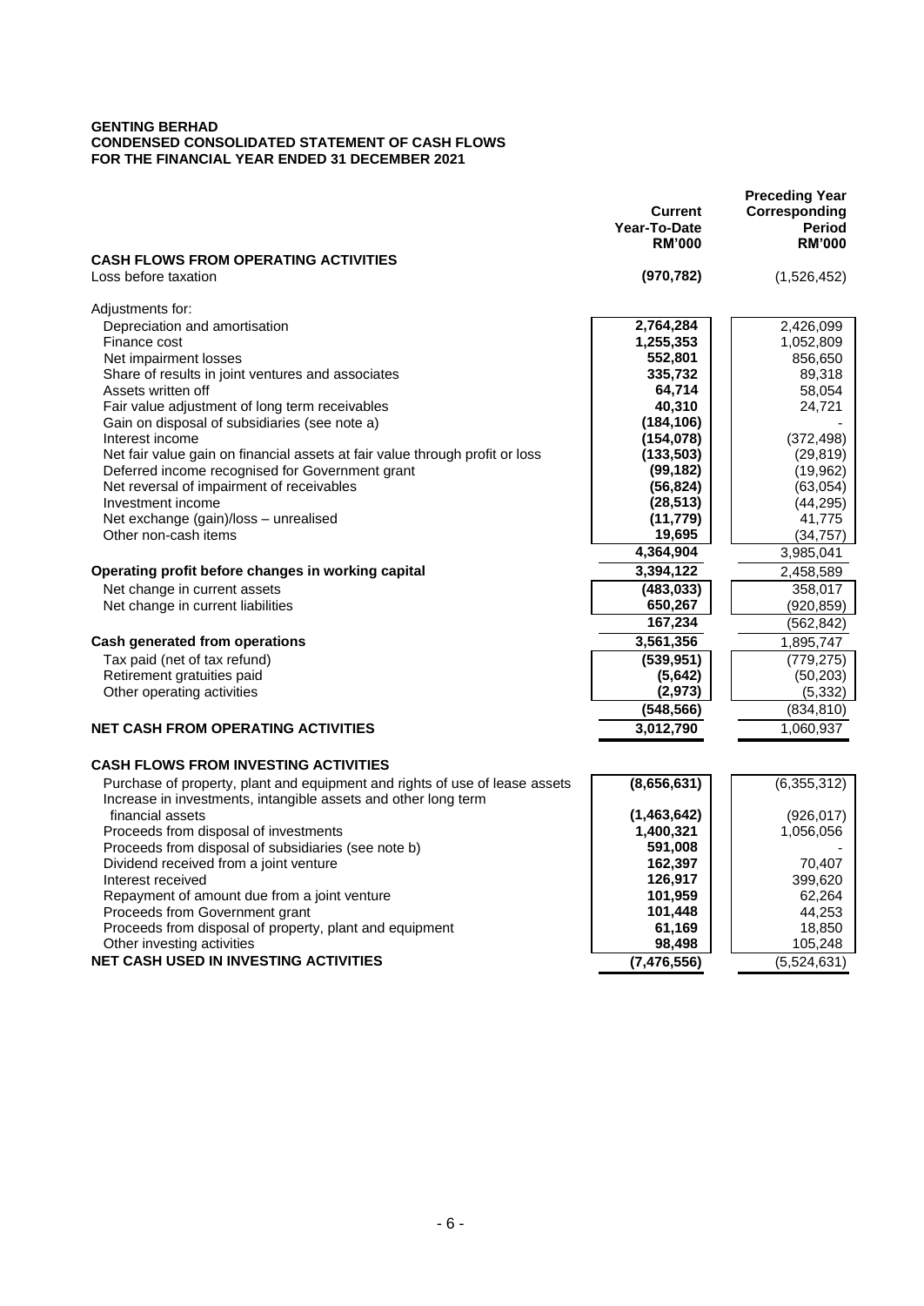**GENTING BERHAD**
**CONDENSED CONSOLIDATED STATEMENT OF CASH FLOWS**
**FOR THE FINANCIAL YEAR ENDED 31 DECEMBER 2021**

| | Current Year-To-Date RM'000 | Preceding Year Corresponding Period RM'000 |
|---|---|---|
| **CASH FLOWS FROM OPERATING ACTIVITIES** | | |
| Loss before taxation | **(970,782)** | (1,526,452) |
| | | |
| Adjustments for: | | |
| Depreciation and amortisation | **2,764,284** | 2,426,099 |
| Finance cost | **1,255,353** | 1,052,809 |
| Net impairment losses | **552,801** | 856,650 |
| Share of results in joint ventures and associates | **335,732** | 89,318 |
| Assets written off | **64,714** | 58,054 |
| Fair value adjustment of long term receivables | **40,310** | 24,721 |
| Gain on disposal of subsidiaries (see note a) | **(184,106)** | - |
| Interest income | **(154,078)** | (372,498) |
| Net fair value gain on financial assets at fair value through profit or loss | **(133,503)** | (29,819) |
| Deferred income recognised for Government grant | **(99,182)** | (19,962) |
| Net reversal of impairment of receivables | **(56,824)** | (63,054) |
| Investment income | **(28,513)** | (44,295) |
| Net exchange (gain)/loss – unrealised | **(11,779)** | 41,775 |
| Other non-cash items | **19,695** | (34,757) |
| | **4,364,904** | 3,985,041 |
| **Operating profit before changes in working capital** | **3,394,122** | 2,458,589 |
| Net change in current assets | **(483,033)** | 358,017 |
| Net change in current liabilities | **650,267** | (920,859) |
| | **167,234** | (562,842) |
| **Cash generated from operations** | **3,561,356** | 1,895,747 |
| Tax paid (net of tax refund) | **(539,951)** | (779,275) |
| Retirement gratuities paid | **(5,642)** | (50,203) |
| Other operating activities | **(2,973)** | (5,332) |
| | **(548,566)** | (834,810) |
| **NET CASH FROM OPERATING ACTIVITIES** | **3,012,790** | 1,060,937 |
| | | |
| **CASH FLOWS FROM INVESTING ACTIVITIES** | | |
| Purchase of property, plant and equipment and rights of use of lease assets | **(8,656,631)** | (6,355,312) |
| Increase in investments, intangible assets and other long term financial assets | **(1,463,642)** | (926,017) |
| Proceeds from disposal of investments | **1,400,321** | 1,056,056 |
| Proceeds from disposal of subsidiaries (see note b) | **591,008** | - |
| Dividend received from a joint venture | **162,397** | 70,407 |
| Interest received | **126,917** | 399,620 |
| Repayment of amount due from a joint venture | **101,959** | 62,264 |
| Proceeds from Government grant | **101,448** | 44,253 |
| Proceeds from disposal of property, plant and equipment | **61,169** | 18,850 |
| Other investing activities | **98,498** | 105,248 |
| **NET CASH USED IN INVESTING ACTIVITIES** | **(7,476,556)** | (5,524,631) |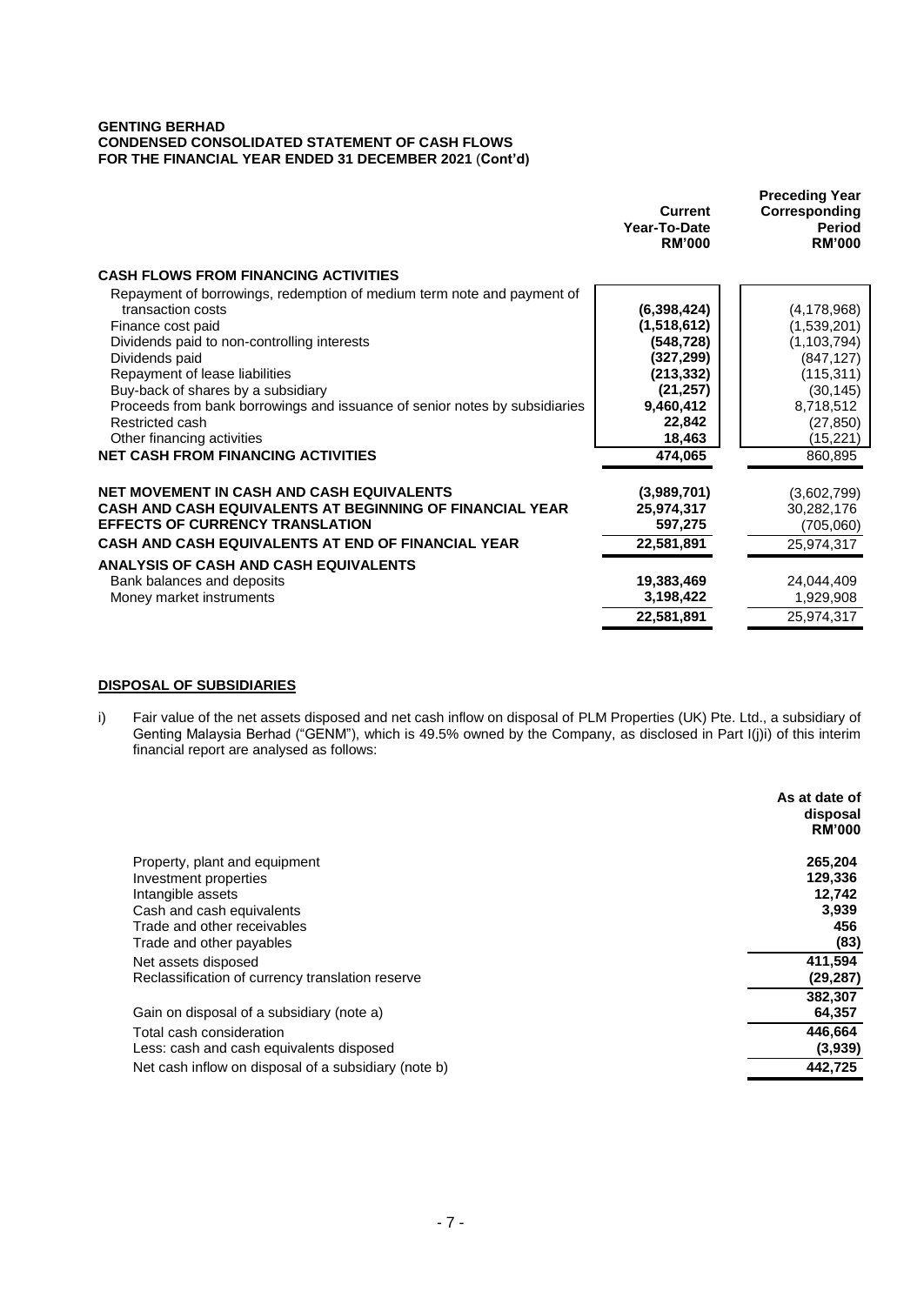**GENTING BERHAD**
**CONDENSED CONSOLIDATED STATEMENT OF CASH FLOWS**
**FOR THE FINANCIAL YEAR ENDED 31 DECEMBER 2021 (Cont'd)**

| | Current Year-To-Date RM'000 | Preceding Year Corresponding Period RM'000 |
|---|---|---|
| **CASH FLOWS FROM FINANCING ACTIVITIES** | | |
| Repayment of borrowings, redemption of medium term note and payment of transaction costs | **(6,398,424)** | (4,178,968) |
| Finance cost paid | **(1,518,612)** | (1,539,201) |
| Dividends paid to non-controlling interests | **(548,728)** | (1,103,794) |
| Dividends paid | **(327,299)** | (847,127) |
| Repayment of lease liabilities | **(213,332)** | (115,311) |
| Buy-back of shares by a subsidiary | **(21,257)** | (30,145) |
| Proceeds from bank borrowings and issuance of senior notes by subsidiaries | **9,460,412** | 8,718,512 |
| Restricted cash | **22,842** | (27,850) |
| Other financing activities | **18,463** | (15,221) |
| **NET CASH FROM FINANCING ACTIVITIES** | **474,065** | 860,895 |
| | | |
| **NET MOVEMENT IN CASH AND CASH EQUIVALENTS** | **(3,989,701)** | (3,602,799) |
| **CASH AND CASH EQUIVALENTS AT BEGINNING OF FINANCIAL YEAR** | **25,974,317** | 30,282,176 |
| **EFFECTS OF CURRENCY TRANSLATION** | **597,275** | (705,060) |
| **CASH AND CASH EQUIVALENTS AT END OF FINANCIAL YEAR** | **22,581,891** | 25,974,317 |
| **ANALYSIS OF CASH AND CASH EQUIVALENTS** | | |
| Bank balances and deposits | **19,383,469** | 24,044,409 |
| Money market instruments | **3,198,422** | 1,929,908 |
| | **22,581,891** | 25,974,317 |

**DISPOSAL OF SUBSIDIARIES**

i) Fair value of the net assets disposed and net cash inflow on disposal of PLM Properties (UK) Pte. Ltd., a subsidiary of Genting Malaysia Berhad ("GENM"), which is 49.5% owned by the Company, as disclosed in Part I(j)i) of this interim financial report are analysed as follows:

| | As at date of disposal RM'000 |
|---|---|
| Property, plant and equipment | **265,204** |
| Investment properties | **129,336** |
| Intangible assets | **12,742** |
| Cash and cash equivalents | **3,939** |
| Trade and other receivables | **456** |
| Trade and other payables | **(83)** |
| Net assets disposed | **411,594** |
| Reclassification of currency translation reserve | **(29,287)** |
| | **382,307** |
| Gain on disposal of a subsidiary (note a) | **64,357** |
| Total cash consideration | **446,664** |
| Less: cash and cash equivalents disposed | **(3,939)** |
| Net cash inflow on disposal of a subsidiary (note b) | **442,725** |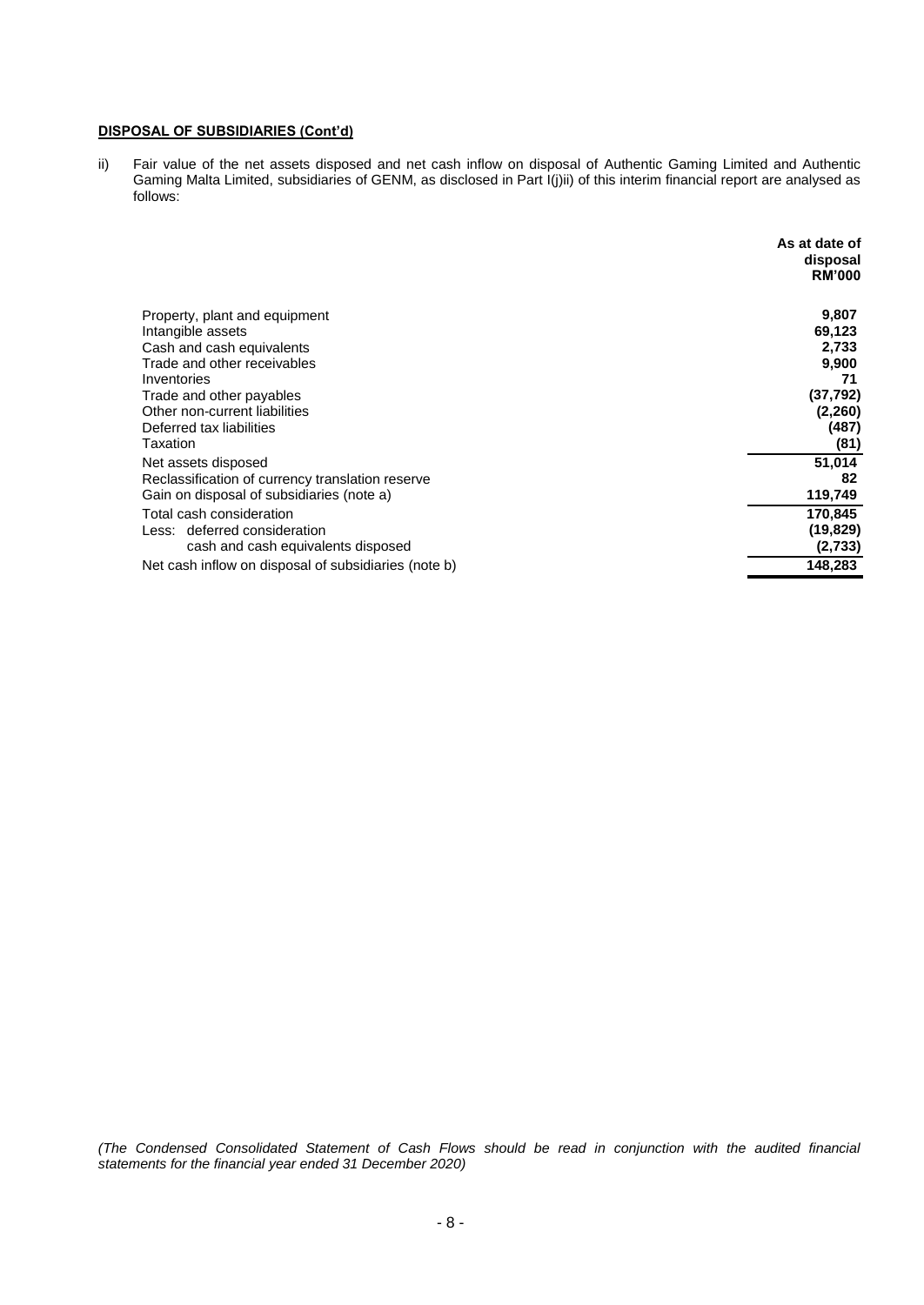**DISPOSAL OF SUBSIDIARIES (Cont'd)**

ii) Fair value of the net assets disposed and net cash inflow on disposal of Authentic Gaming Limited and Authentic Gaming Malta Limited, subsidiaries of GENM, as disclosed in Part I(j)ii) of this interim financial report are analysed as follows:

| | **As at date of disposal RM'000** |
|---|---|
| Property, plant and equipment | **9,807** |
| Intangible assets | **69,123** |
| Cash and cash equivalents | **2,733** |
| Trade and other receivables | **9,900** |
| Inventories | **71** |
| Trade and other payables | **(37,792)** |
| Other non-current liabilities | **(2,260)** |
| Deferred tax liabilities | **(487)** |
| Taxation | **(81)** |
| Net assets disposed | **51,014** |
| Reclassification of currency translation reserve | **82** |
| Gain on disposal of subsidiaries (note a) | **119,749** |
| Total cash consideration | **170,845** |
| Less: deferred consideration | **(19,829)** |
| cash and cash equivalents disposed | **(2,733)** |
| Net cash inflow on disposal of subsidiaries (note b) | **148,283** |

*(The Condensed Consolidated Statement of Cash Flows should be read in conjunction with the audited financial statements for the financial year ended 31 December 2020)*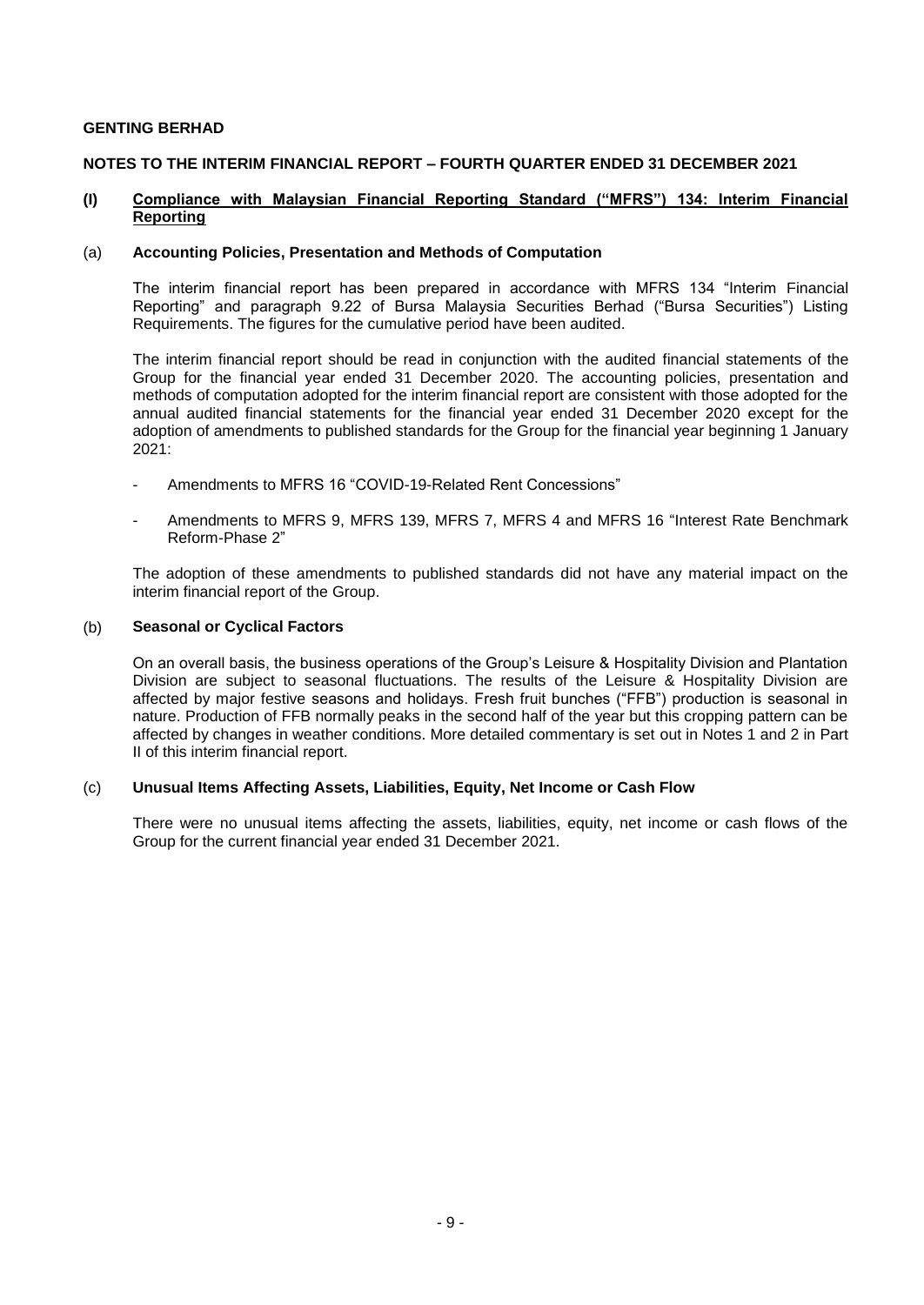**GENTING BERHAD**

**NOTES TO THE INTERIM FINANCIAL REPORT – FOURTH QUARTER ENDED 31 DECEMBER 2021**

## (I) Compliance with Malaysian Financial Reporting Standard ("MFRS") 134: Interim Financial Reporting

### (a) Accounting Policies, Presentation and Methods of Computation

The interim financial report has been prepared in accordance with MFRS 134 "Interim Financial Reporting" and paragraph 9.22 of Bursa Malaysia Securities Berhad ("Bursa Securities") Listing Requirements. The figures for the cumulative period have been audited.

The interim financial report should be read in conjunction with the audited financial statements of the Group for the financial year ended 31 December 2020. The accounting policies, presentation and methods of computation adopted for the interim financial report are consistent with those adopted for the annual audited financial statements for the financial year ended 31 December 2020 except for the adoption of amendments to published standards for the Group for the financial year beginning 1 January 2021:

- Amendments to MFRS 16 "COVID-19-Related Rent Concessions"
- Amendments to MFRS 9, MFRS 139, MFRS 7, MFRS 4 and MFRS 16 "Interest Rate Benchmark Reform-Phase 2"

The adoption of these amendments to published standards did not have any material impact on the interim financial report of the Group.

### (b) Seasonal or Cyclical Factors

On an overall basis, the business operations of the Group's Leisure & Hospitality Division and Plantation Division are subject to seasonal fluctuations. The results of the Leisure & Hospitality Division are affected by major festive seasons and holidays. Fresh fruit bunches ("FFB") production is seasonal in nature. Production of FFB normally peaks in the second half of the year but this cropping pattern can be affected by changes in weather conditions. More detailed commentary is set out in Notes 1 and 2 in Part II of this interim financial report.

### (c) Unusual Items Affecting Assets, Liabilities, Equity, Net Income or Cash Flow

There were no unusual items affecting the assets, liabilities, equity, net income or cash flows of the Group for the current financial year ended 31 December 2021.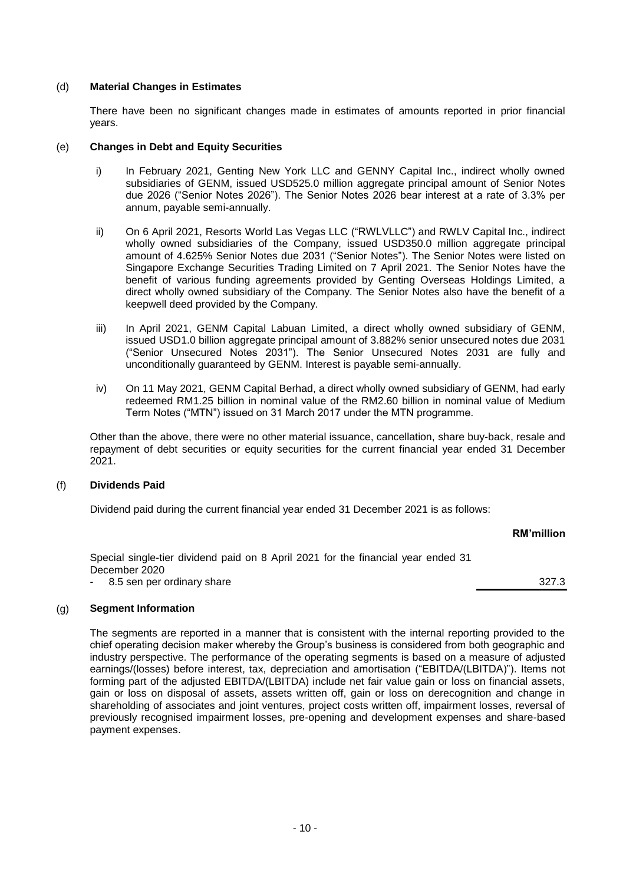## (d) Material Changes in Estimates

There have been no significant changes made in estimates of amounts reported in prior financial years.

## (e) Changes in Debt and Equity Securities

i) In February 2021, Genting New York LLC and GENNY Capital Inc., indirect wholly owned subsidiaries of GENM, issued USD525.0 million aggregate principal amount of Senior Notes due 2026 ("Senior Notes 2026"). The Senior Notes 2026 bear interest at a rate of 3.3% per annum, payable semi-annually.

ii) On 6 April 2021, Resorts World Las Vegas LLC ("RWLVLLC") and RWLV Capital Inc., indirect wholly owned subsidiaries of the Company, issued USD350.0 million aggregate principal amount of 4.625% Senior Notes due 2031 ("Senior Notes"). The Senior Notes were listed on Singapore Exchange Securities Trading Limited on 7 April 2021. The Senior Notes have the benefit of various funding agreements provided by Genting Overseas Holdings Limited, a direct wholly owned subsidiary of the Company. The Senior Notes also have the benefit of a keepwell deed provided by the Company.

iii) In April 2021, GENM Capital Labuan Limited, a direct wholly owned subsidiary of GENM, issued USD1.0 billion aggregate principal amount of 3.882% senior unsecured notes due 2031 ("Senior Unsecured Notes 2031"). The Senior Unsecured Notes 2031 are fully and unconditionally guaranteed by GENM. Interest is payable semi-annually.

iv) On 11 May 2021, GENM Capital Berhad, a direct wholly owned subsidiary of GENM, had early redeemed RM1.25 billion in nominal value of the RM2.60 billion in nominal value of Medium Term Notes ("MTN") issued on 31 March 2017 under the MTN programme.

Other than the above, there were no other material issuance, cancellation, share buy-back, resale and repayment of debt securities or equity securities for the current financial year ended 31 December 2021.

## (f) Dividends Paid

Dividend paid during the current financial year ended 31 December 2021 is as follows:

| | **RM'million** |
|---|---|
| Special single-tier dividend paid on 8 April 2021 for the financial year ended 31 December 2020 | |
| - 8.5 sen per ordinary share | 327.3 |

## (g) Segment Information

The segments are reported in a manner that is consistent with the internal reporting provided to the chief operating decision maker whereby the Group's business is considered from both geographic and industry perspective. The performance of the operating segments is based on a measure of adjusted earnings/(losses) before interest, tax, depreciation and amortisation ("EBITDA/(LBITDA)"). Items not forming part of the adjusted EBITDA/(LBITDA) include net fair value gain or loss on financial assets, gain or loss on disposal of assets, assets written off, gain or loss on derecognition and change in shareholding of associates and joint ventures, project costs written off, impairment losses, reversal of previously recognised impairment losses, pre-opening and development expenses and share-based payment expenses.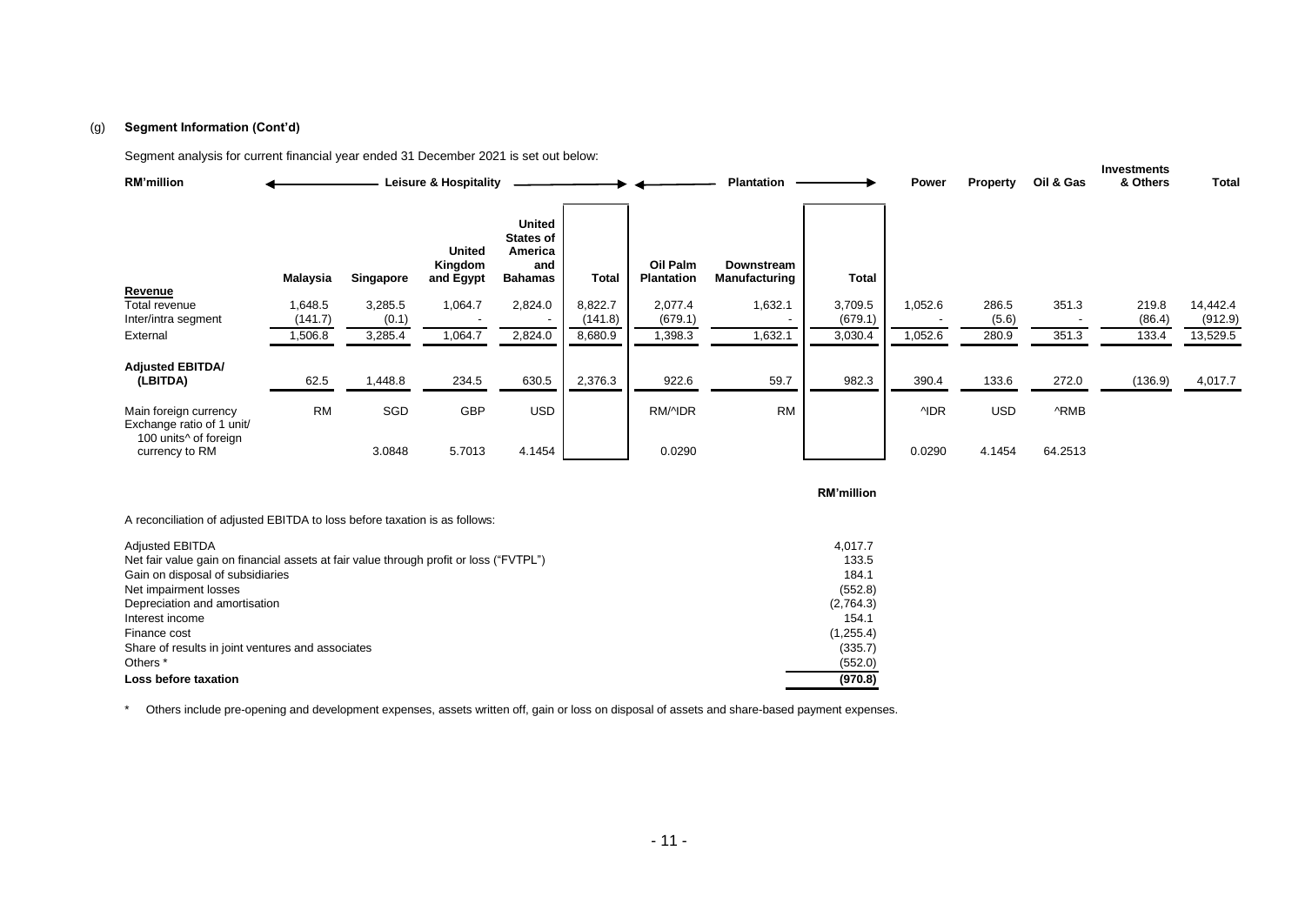(g) **Segment Information (Cont'd)**

Segment analysis for current financial year ended 31 December 2021 is set out below:

| RM'million | Leisure & Hospitality | | | | | Plantation | | | Power | Property | Oil & Gas | Investments & Others | Total |
|---|---|---|---|---|---|---|---|---|---|---|---|---|---|
| | **Malaysia** | **Singapore** | **United Kingdom and Egypt** | **United States of America and Bahamas** | **Total** | **Oil Palm Plantation** | **Downstream Manufacturing** | **Total** | | | | | |
| **Revenue** | | | | | | | | | | | | | |
| Total revenue | 1,648.5 | 3,285.5 | 1,064.7 | 2,824.0 | 8,822.7 | 2,077.4 | 1,632.1 | 3,709.5 | 1,052.6 | 286.5 | 351.3 | 219.8 | 14,442.4 |
| Inter/intra segment | (141.7) | (0.1) | - | - | (141.8) | (679.1) | - | (679.1) | - | (5.6) | - | (86.4) | (912.9) |
| External | 1,506.8 | 3,285.4 | 1,064.7 | 2,824.0 | 8,680.9 | 1,398.3 | 1,632.1 | 3,030.4 | 1,052.6 | 280.9 | 351.3 | 133.4 | 13,529.5 |
| **Adjusted EBITDA/ (LBITDA)** | 62.5 | 1,448.8 | 234.5 | 630.5 | 2,376.3 | 922.6 | 59.7 | 982.3 | 390.4 | 133.6 | 272.0 | (136.9) | 4,017.7 |
| Main foreign currency | RM | SGD | GBP | USD | | RM/^IDR | RM | | ^IDR | USD | ^RMB | | |
| Exchange ratio of 1 unit/ 100 units^ of foreign currency to RM | | 3.0848 | 5.7013 | 4.1454 | | 0.0290 | | | 0.0290 | 4.1454 | 64.2513 | | |

A reconciliation of adjusted EBITDA to loss before taxation is as follows:

| | RM'million |
|---|---|
| Adjusted EBITDA | 4,017.7 |
| Net fair value gain on financial assets at fair value through profit or loss ("FVTPL") | 133.5 |
| Gain on disposal of subsidiaries | 184.1 |
| Net impairment losses | (552.8) |
| Depreciation and amortisation | (2,764.3) |
| Interest income | 154.1 |
| Finance cost | (1,255.4) |
| Share of results in joint ventures and associates | (335.7) |
| Others * | (552.0) |
| **Loss before taxation** | **(970.8)** |

\* Others include pre-opening and development expenses, assets written off, gain or loss on disposal of assets and share-based payment expenses.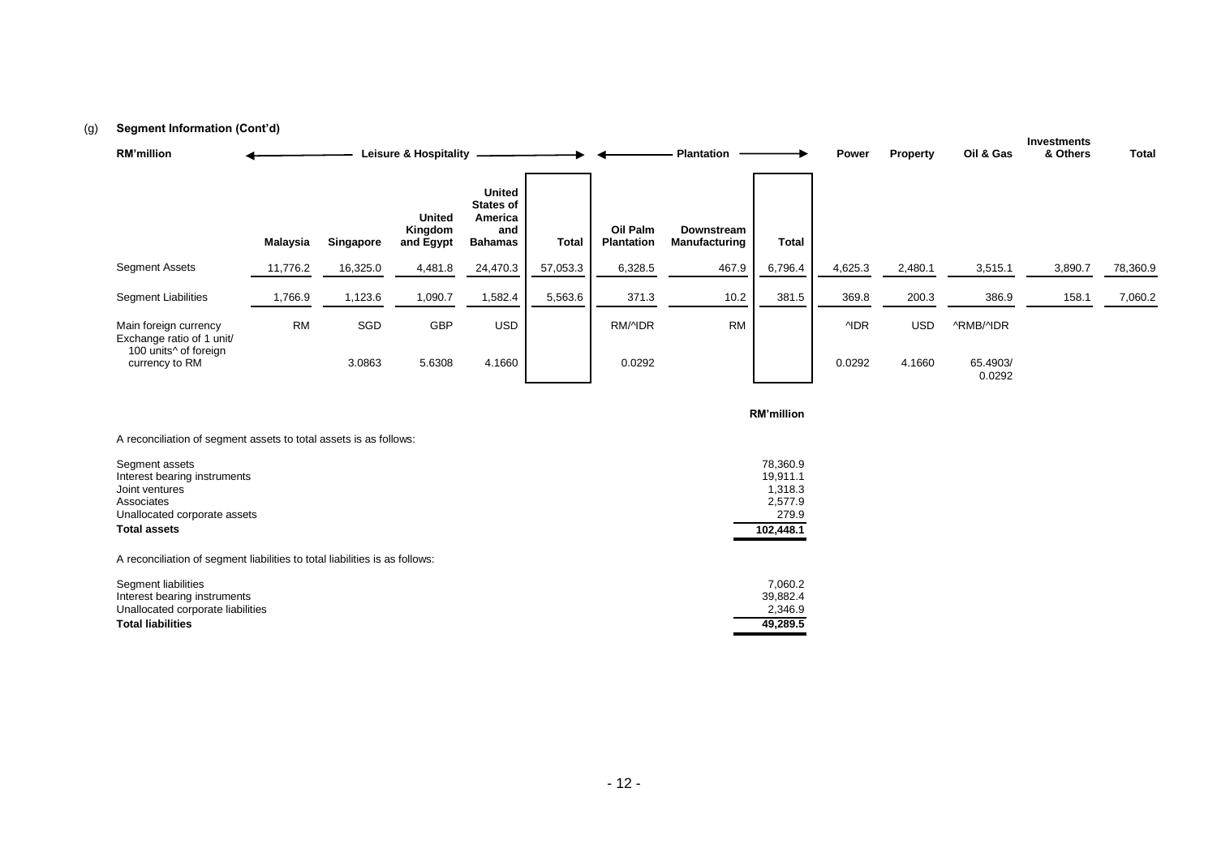(g) **Segment Information (Cont'd)**

| RM'million | Leisure & Hospitality | | | | | Plantation | | | Power | Property | Oil & Gas | Investments & Others | Total |
|---|---|---|---|---|---|---|---|---|---|---|---|---|---|
| | Malaysia | Singapore | United Kingdom and Egypt | United States of America and Bahamas | Total | Oil Palm Plantation | Downstream Manufacturing | Total | | | | | |
| Segment Assets | 11,776.2 | 16,325.0 | 4,481.8 | 24,470.3 | 57,053.3 | 6,328.5 | 467.9 | 6,796.4 | 4,625.3 | 2,480.1 | 3,515.1 | 3,890.7 | 78,360.9 |
| Segment Liabilities | 1,766.9 | 1,123.6 | 1,090.7 | 1,582.4 | 5,563.6 | 371.3 | 10.2 | 381.5 | 369.8 | 200.3 | 386.9 | 158.1 | 7,060.2 |
| Main foreign currency | RM | SGD | GBP | USD | | RM/^IDR | RM | | ^IDR | USD | ^RMB/^IDR | | |
| Exchange ratio of 1 unit/ 100 units^ of foreign currency to RM | | 3.0863 | 5.6308 | 4.1660 | | 0.0292 | | | 0.0292 | 4.1660 | 65.4903/ 0.0292 | | |

A reconciliation of segment assets to total assets is as follows:

| | RM'million |
|---|---|
| Segment assets | 78,360.9 |
| Interest bearing instruments | 19,911.1 |
| Joint ventures | 1,318.3 |
| Associates | 2,577.9 |
| Unallocated corporate assets | 279.9 |
| **Total assets** | **102,448.1** |

A reconciliation of segment liabilities to total liabilities is as follows:

| | RM'million |
|---|---|
| Segment liabilities | 7,060.2 |
| Interest bearing instruments | 39,882.4 |
| Unallocated corporate liabilities | 2,346.9 |
| **Total liabilities** | **49,289.5** |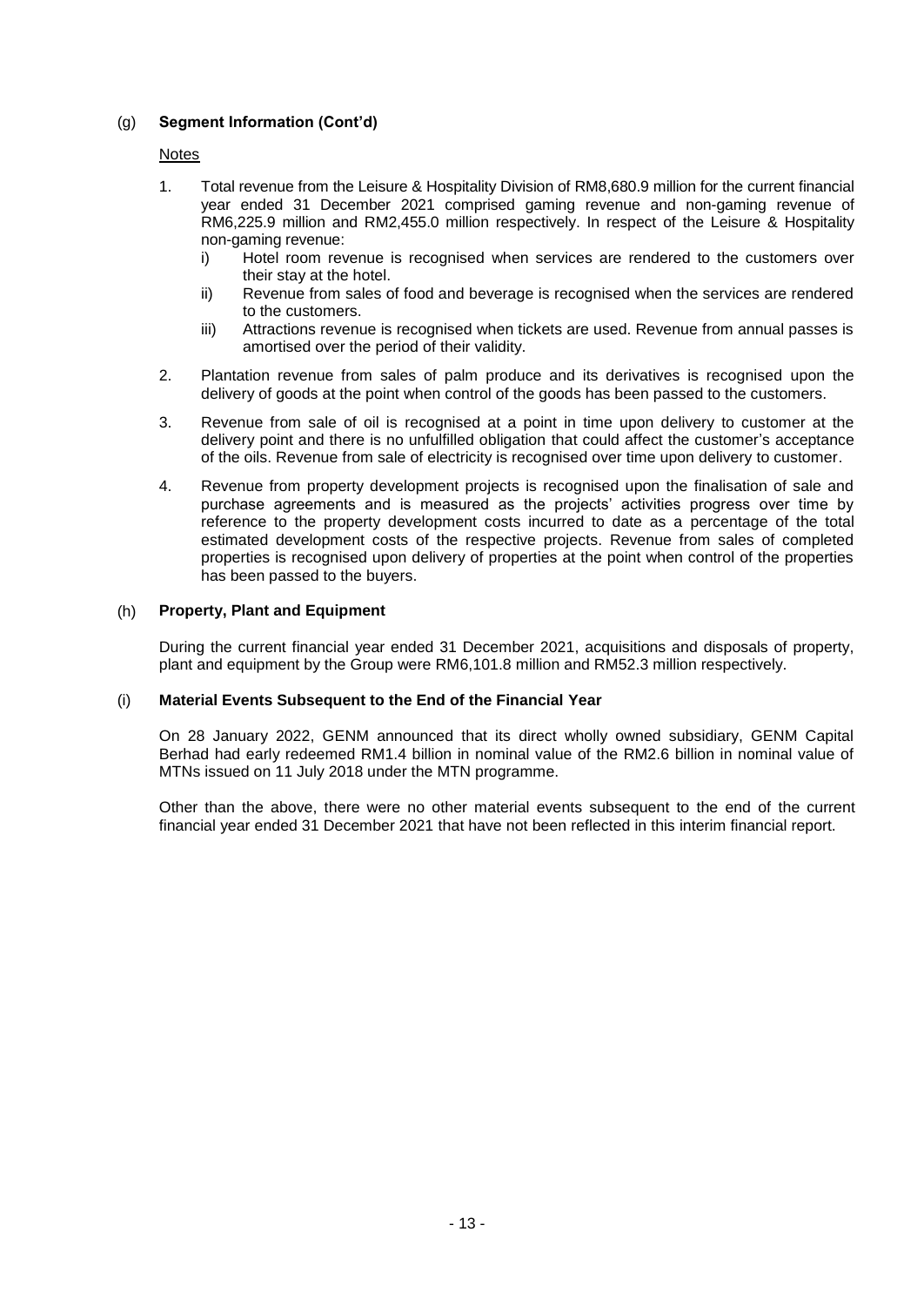## (g) Segment Information (Cont'd)

Notes

1. Total revenue from the Leisure & Hospitality Division of RM8,680.9 million for the current financial year ended 31 December 2021 comprised gaming revenue and non-gaming revenue of RM6,225.9 million and RM2,455.0 million respectively. In respect of the Leisure & Hospitality non-gaming revenue:
   i) Hotel room revenue is recognised when services are rendered to the customers over their stay at the hotel.
   ii) Revenue from sales of food and beverage is recognised when the services are rendered to the customers.
   iii) Attractions revenue is recognised when tickets are used. Revenue from annual passes is amortised over the period of their validity.

2. Plantation revenue from sales of palm produce and its derivatives is recognised upon the delivery of goods at the point when control of the goods has been passed to the customers.

3. Revenue from sale of oil is recognised at a point in time upon delivery to customer at the delivery point and there is no unfulfilled obligation that could affect the customer's acceptance of the oils. Revenue from sale of electricity is recognised over time upon delivery to customer.

4. Revenue from property development projects is recognised upon the finalisation of sale and purchase agreements and is measured as the projects' activities progress over time by reference to the property development costs incurred to date as a percentage of the total estimated development costs of the respective projects. Revenue from sales of completed properties is recognised upon delivery of properties at the point when control of the properties has been passed to the buyers.

## (h) Property, Plant and Equipment

During the current financial year ended 31 December 2021, acquisitions and disposals of property, plant and equipment by the Group were RM6,101.8 million and RM52.3 million respectively.

## (i) Material Events Subsequent to the End of the Financial Year

On 28 January 2022, GENM announced that its direct wholly owned subsidiary, GENM Capital Berhad had early redeemed RM1.4 billion in nominal value of the RM2.6 billion in nominal value of MTNs issued on 11 July 2018 under the MTN programme.

Other than the above, there were no other material events subsequent to the end of the current financial year ended 31 December 2021 that have not been reflected in this interim financial report.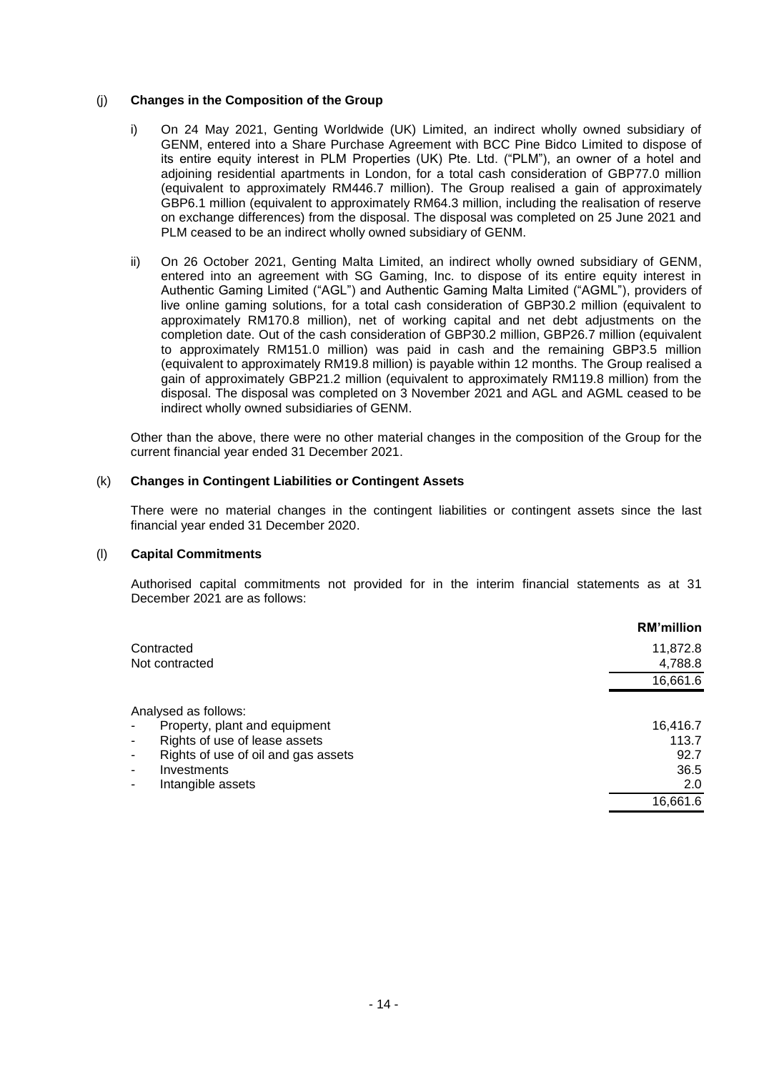### (j) Changes in the Composition of the Group

i) On 24 May 2021, Genting Worldwide (UK) Limited, an indirect wholly owned subsidiary of GENM, entered into a Share Purchase Agreement with BCC Pine Bidco Limited to dispose of its entire equity interest in PLM Properties (UK) Pte. Ltd. ("PLM"), an owner of a hotel and adjoining residential apartments in London, for a total cash consideration of GBP77.0 million (equivalent to approximately RM446.7 million). The Group realised a gain of approximately GBP6.1 million (equivalent to approximately RM64.3 million, including the realisation of reserve on exchange differences) from the disposal. The disposal was completed on 25 June 2021 and PLM ceased to be an indirect wholly owned subsidiary of GENM.

ii) On 26 October 2021, Genting Malta Limited, an indirect wholly owned subsidiary of GENM, entered into an agreement with SG Gaming, Inc. to dispose of its entire equity interest in Authentic Gaming Limited ("AGL") and Authentic Gaming Malta Limited ("AGML"), providers of live online gaming solutions, for a total cash consideration of GBP30.2 million (equivalent to approximately RM170.8 million), net of working capital and net debt adjustments on the completion date. Out of the cash consideration of GBP30.2 million, GBP26.7 million (equivalent to approximately RM151.0 million) was paid in cash and the remaining GBP3.5 million (equivalent to approximately RM19.8 million) is payable within 12 months. The Group realised a gain of approximately GBP21.2 million (equivalent to approximately RM119.8 million) from the disposal. The disposal was completed on 3 November 2021 and AGL and AGML ceased to be indirect wholly owned subsidiaries of GENM.

Other than the above, there were no other material changes in the composition of the Group for the current financial year ended 31 December 2021.

### (k) Changes in Contingent Liabilities or Contingent Assets

There were no material changes in the contingent liabilities or contingent assets since the last financial year ended 31 December 2020.

### (l) Capital Commitments

Authorised capital commitments not provided for in the interim financial statements as at 31 December 2021 are as follows:

| | RM'million |
|---|---|
| Contracted | 11,872.8 |
| Not contracted | 4,788.8 |
| | 16,661.6 |
| Analysed as follows: | |
| - Property, plant and equipment | 16,416.7 |
| - Rights of use of lease assets | 113.7 |
| - Rights of use of oil and gas assets | 92.7 |
| - Investments | 36.5 |
| - Intangible assets | 2.0 |
| | 16,661.6 |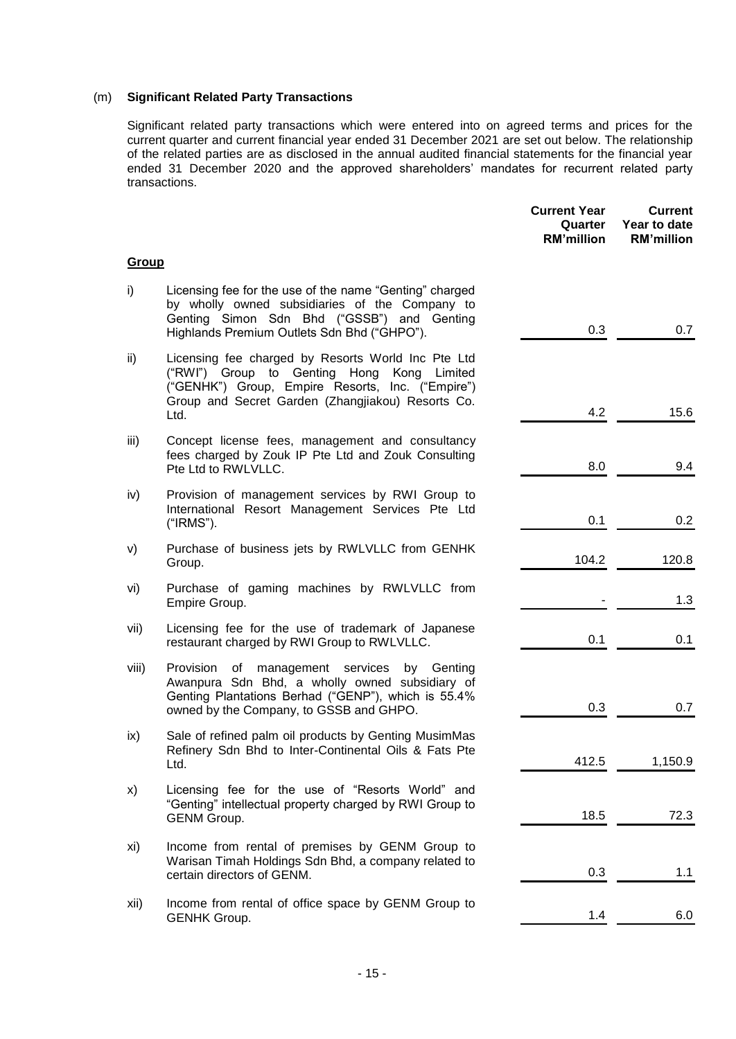(m) **Significant Related Party Transactions**

Significant related party transactions which were entered into on agreed terms and prices for the current quarter and current financial year ended 31 December 2021 are set out below. The relationship of the related parties are as disclosed in the annual audited financial statements for the financial year ended 31 December 2020 and the approved shareholders' mandates for recurrent related party transactions.

| | | Current Year Quarter RM'million | Current Year to date RM'million |
|---|---|---|---|
| **Group** | | | |
| i) | Licensing fee for the use of the name "Genting" charged by wholly owned subsidiaries of the Company to Genting Simon Sdn Bhd ("GSSB") and Genting Highlands Premium Outlets Sdn Bhd ("GHPO"). | 0.3 | 0.7 |
| ii) | Licensing fee charged by Resorts World Inc Pte Ltd ("RWI") Group to Genting Hong Kong Limited ("GENHK") Group, Empire Resorts, Inc. ("Empire") Group and Secret Garden (Zhangjiakou) Resorts Co. Ltd. | 4.2 | 15.6 |
| iii) | Concept license fees, management and consultancy fees charged by Zouk IP Pte Ltd and Zouk Consulting Pte Ltd to RWLVLLC. | 8.0 | 9.4 |
| iv) | Provision of management services by RWI Group to International Resort Management Services Pte Ltd ("IRMS"). | 0.1 | 0.2 |
| v) | Purchase of business jets by RWLVLLC from GENHK Group. | 104.2 | 120.8 |
| vi) | Purchase of gaming machines by RWLVLLC from Empire Group. | - | 1.3 |
| vii) | Licensing fee for the use of trademark of Japanese restaurant charged by RWI Group to RWLVLLC. | 0.1 | 0.1 |
| viii) | Provision of management services by Genting Awanpura Sdn Bhd, a wholly owned subsidiary of Genting Plantations Berhad ("GENP"), which is 55.4% owned by the Company, to GSSB and GHPO. | 0.3 | 0.7 |
| ix) | Sale of refined palm oil products by Genting MusimMas Refinery Sdn Bhd to Inter-Continental Oils & Fats Pte Ltd. | 412.5 | 1,150.9 |
| x) | Licensing fee for the use of "Resorts World" and "Genting" intellectual property charged by RWI Group to GENM Group. | 18.5 | 72.3 |
| xi) | Income from rental of premises by GENM Group to Warisan Timah Holdings Sdn Bhd, a company related to certain directors of GENM. | 0.3 | 1.1 |
| xii) | Income from rental of office space by GENM Group to GENHK Group. | 1.4 | 6.0 |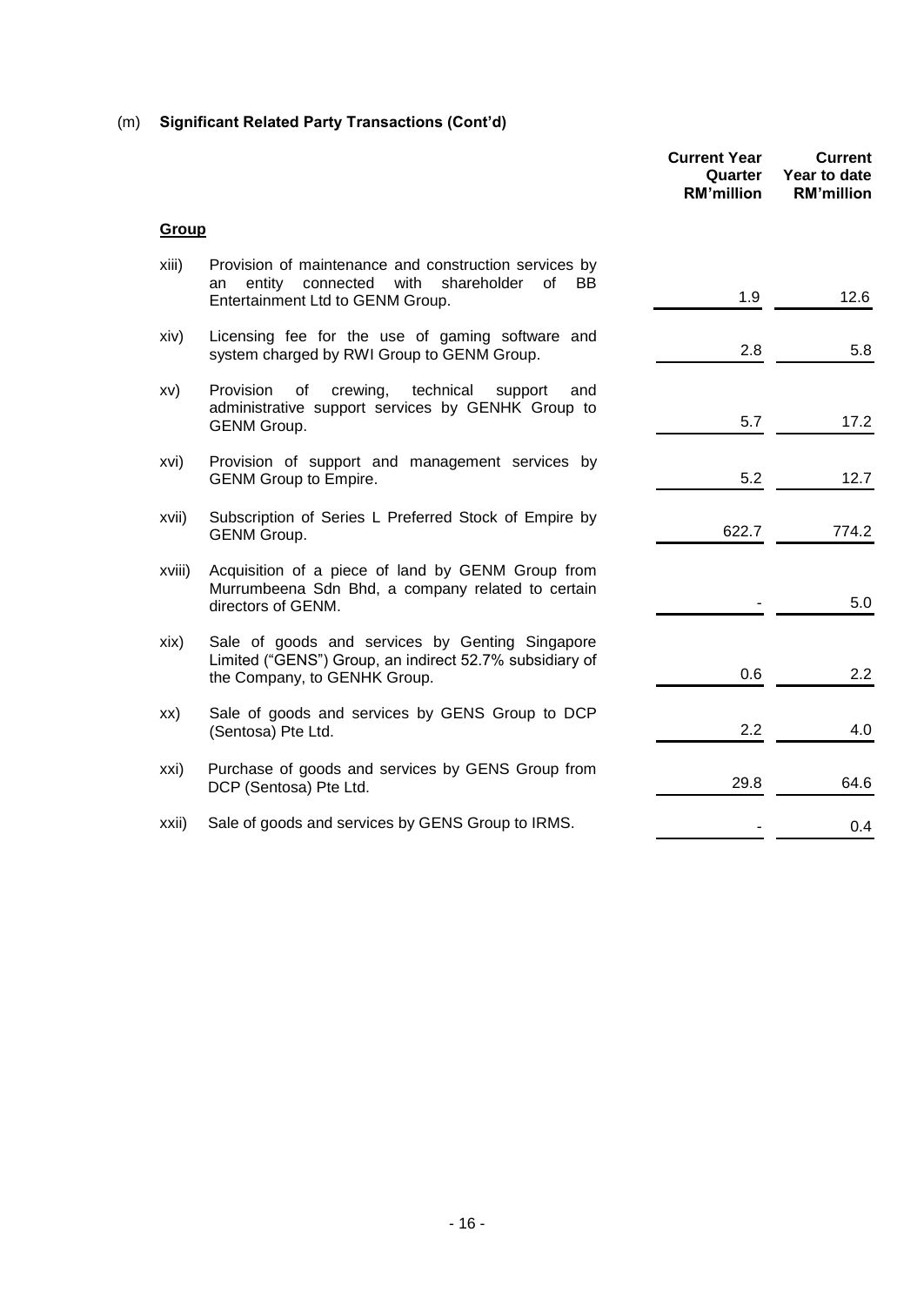(m) **Significant Related Party Transactions (Cont'd)**

| | | Current Year Quarter RM'million | Current Year to date RM'million |
|---|---|---|---|
| **Group** | | | |
| xiii) | Provision of maintenance and construction services by an entity connected with shareholder of BB Entertainment Ltd to GENM Group. | 1.9 | 12.6 |
| xiv) | Licensing fee for the use of gaming software and system charged by RWI Group to GENM Group. | 2.8 | 5.8 |
| xv) | Provision of crewing, technical support and administrative support services by GENHK Group to GENM Group. | 5.7 | 17.2 |
| xvi) | Provision of support and management services by GENM Group to Empire. | 5.2 | 12.7 |
| xvii) | Subscription of Series L Preferred Stock of Empire by GENM Group. | 622.7 | 774.2 |
| xviii) | Acquisition of a piece of land by GENM Group from Murrumbeena Sdn Bhd, a company related to certain directors of GENM. | - | 5.0 |
| xix) | Sale of goods and services by Genting Singapore Limited ("GENS") Group, an indirect 52.7% subsidiary of the Company, to GENHK Group. | 0.6 | 2.2 |
| xx) | Sale of goods and services by GENS Group to DCP (Sentosa) Pte Ltd. | 2.2 | 4.0 |
| xxi) | Purchase of goods and services by GENS Group from DCP (Sentosa) Pte Ltd. | 29.8 | 64.6 |
| xxii) | Sale of goods and services by GENS Group to IRMS. | - | 0.4 |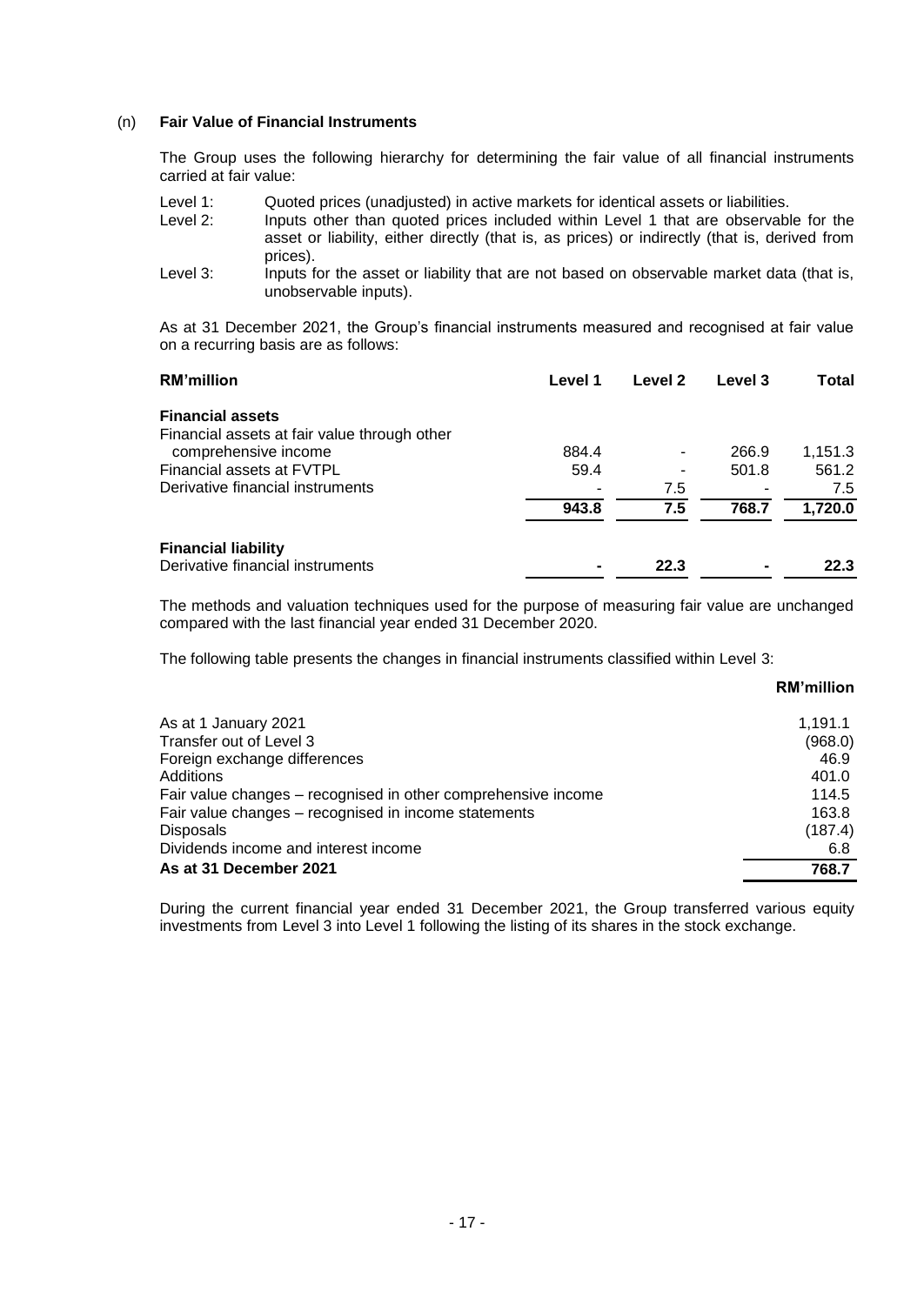(n) **Fair Value of Financial Instruments**

The Group uses the following hierarchy for determining the fair value of all financial instruments carried at fair value:

Level 1: Quoted prices (unadjusted) in active markets for identical assets or liabilities.

Level 2: Inputs other than quoted prices included within Level 1 that are observable for the asset or liability, either directly (that is, as prices) or indirectly (that is, derived from prices).

Level 3: Inputs for the asset or liability that are not based on observable market data (that is, unobservable inputs).

As at 31 December 2021, the Group's financial instruments measured and recognised at fair value on a recurring basis are as follows:

| RM'million | Level 1 | Level 2 | Level 3 | Total |
|---|---|---|---|---|
| **Financial assets** | | | | |
| Financial assets at fair value through other comprehensive income | 884.4 | - | 266.9 | 1,151.3 |
| Financial assets at FVTPL | 59.4 | - | 501.8 | 561.2 |
| Derivative financial instruments | - | 7.5 | - | 7.5 |
| | **943.8** | **7.5** | **768.7** | **1,720.0** |
| **Financial liability** | | | | |
| Derivative financial instruments | **-** | **22.3** | **-** | **22.3** |

The methods and valuation techniques used for the purpose of measuring fair value are unchanged compared with the last financial year ended 31 December 2020.

The following table presents the changes in financial instruments classified within Level 3:

| | RM'million |
|---|---|
| As at 1 January 2021 | 1,191.1 |
| Transfer out of Level 3 | (968.0) |
| Foreign exchange differences | 46.9 |
| Additions | 401.0 |
| Fair value changes – recognised in other comprehensive income | 114.5 |
| Fair value changes – recognised in income statements | 163.8 |
| Disposals | (187.4) |
| Dividends income and interest income | 6.8 |
| **As at 31 December 2021** | **768.7** |

During the current financial year ended 31 December 2021, the Group transferred various equity investments from Level 3 into Level 1 following the listing of its shares in the stock exchange.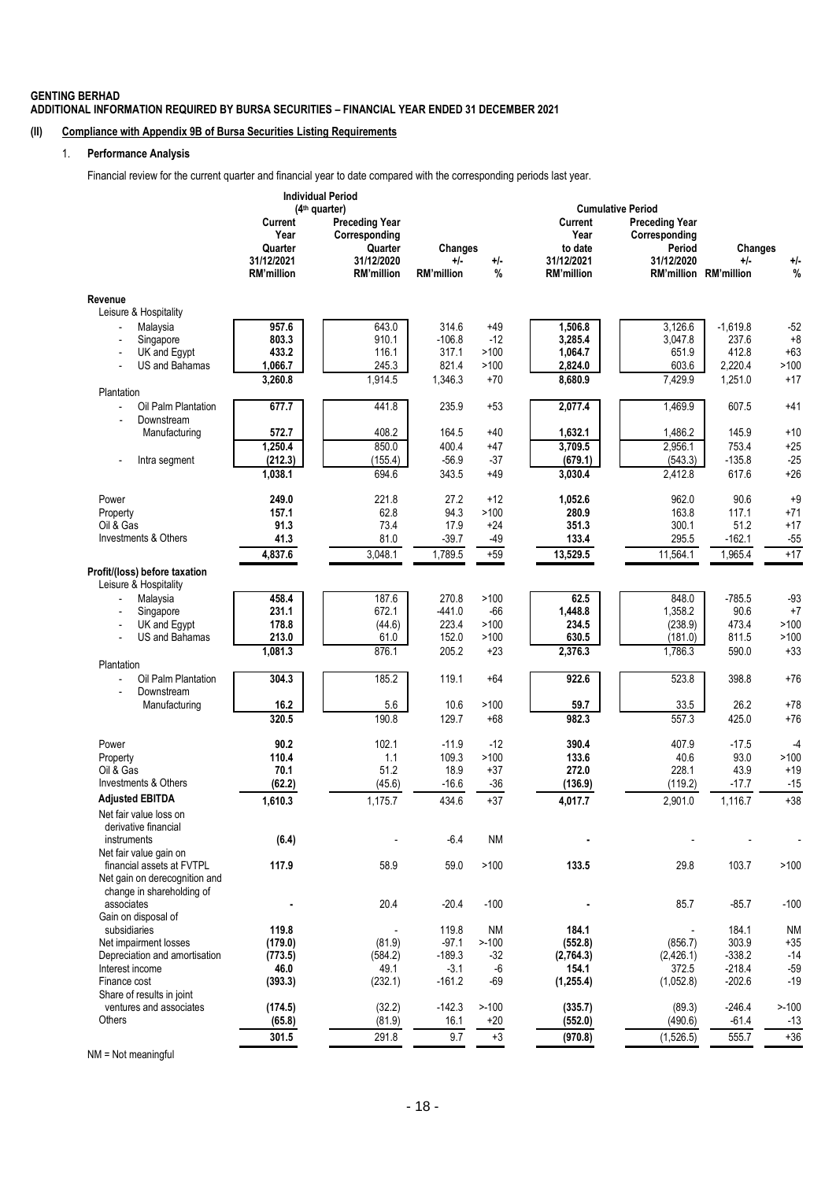**GENTING BERHAD**
**ADDITIONAL INFORMATION REQUIRED BY BURSA SECURITIES – FINANCIAL YEAR ENDED 31 DECEMBER 2021**

## (II) Compliance with Appendix 9B of Bursa Securities Listing Requirements

### 1. Performance Analysis

Financial review for the current quarter and financial year to date compared with the corresponding periods last year.

| | Individual Period (4th quarter) | | | | Cumulative Period | | | |
|---|---|---|---|---|---|---|---|---|
| | Current Year Quarter 31/12/2021 RM'million | Preceding Year Corresponding Quarter 31/12/2020 RM'million | Changes +/- RM'million | +/- % | Current Year to date 31/12/2021 RM'million | Preceding Year Corresponding Period 31/12/2020 RM'million | Changes +/- RM'million | +/- % |
| **Revenue** | | | | | | | | |
| Leisure & Hospitality | | | | | | | | |
| - Malaysia | **957.6** | 643.0 | 314.6 | +49 | **1,506.8** | 3,126.6 | -1,619.8 | -52 |
| - Singapore | **803.3** | 910.1 | -106.8 | -12 | **3,285.4** | 3,047.8 | 237.6 | +8 |
| - UK and Egypt | **433.2** | 116.1 | 317.1 | >100 | **1,064.7** | 651.9 | 412.8 | +63 |
| - US and Bahamas | **1,066.7** | 245.3 | 821.4 | >100 | **2,824.0** | 603.6 | 2,220.4 | >100 |
| | **3,260.8** | 1,914.5 | 1,346.3 | +70 | **8,680.9** | 7,429.9 | 1,251.0 | +17 |
| Plantation | | | | | | | | |
| - Oil Palm Plantation | **677.7** | 441.8 | 235.9 | +53 | **2,077.4** | 1,469.9 | 607.5 | +41 |
| - Downstream Manufacturing | **572.7** | 408.2 | 164.5 | +40 | **1,632.1** | 1,486.2 | 145.9 | +10 |
| | **1,250.4** | 850.0 | 400.4 | +47 | **3,709.5** | 2,956.1 | 753.4 | +25 |
| - Intra segment | **(212.3)** | (155.4) | -56.9 | -37 | **(679.1)** | (543.3) | -135.8 | -25 |
| | **1,038.1** | 694.6 | 343.5 | +49 | **3,030.4** | 2,412.8 | 617.6 | +26 |
| Power | **249.0** | 221.8 | 27.2 | +12 | **1,052.6** | 962.0 | 90.6 | +9 |
| Property | **157.1** | 62.8 | 94.3 | >100 | **280.9** | 163.8 | 117.1 | +71 |
| Oil & Gas | **91.3** | 73.4 | 17.9 | +24 | **351.3** | 300.1 | 51.2 | +17 |
| Investments & Others | **41.3** | 81.0 | -39.7 | -49 | **133.4** | 295.5 | -162.1 | -55 |
| | **4,837.6** | 3,048.1 | 1,789.5 | +59 | **13,529.5** | 11,564.1 | 1,965.4 | +17 |
| **Profit/(loss) before taxation** | | | | | | | | |
| Leisure & Hospitality | | | | | | | | |
| - Malaysia | **458.4** | 187.6 | 270.8 | >100 | **62.5** | 848.0 | -785.5 | -93 |
| - Singapore | **231.1** | 672.1 | -441.0 | -66 | **1,448.8** | 1,358.2 | 90.6 | +7 |
| - UK and Egypt | **178.8** | (44.6) | 223.4 | >100 | **234.5** | (238.9) | 473.4 | >100 |
| - US and Bahamas | **213.0** | 61.0 | 152.0 | >100 | **630.5** | (181.0) | 811.5 | >100 |
| | **1,081.3** | 876.1 | 205.2 | +23 | **2,376.3** | 1,786.3 | 590.0 | +33 |
| Plantation | | | | | | | | |
| - Oil Palm Plantation | **304.3** | 185.2 | 119.1 | +64 | **922.6** | 523.8 | 398.8 | +76 |
| - Downstream Manufacturing | **16.2** | 5.6 | 10.6 | >100 | **59.7** | 33.5 | 26.2 | +78 |
| | **320.5** | 190.8 | 129.7 | +68 | **982.3** | 557.3 | 425.0 | +76 |
| Power | **90.2** | 102.1 | -11.9 | -12 | **390.4** | 407.9 | -17.5 | -4 |
| Property | **110.4** | 1.1 | 109.3 | >100 | **133.6** | 40.6 | 93.0 | >100 |
| Oil & Gas | **70.1** | 51.2 | 18.9 | +37 | **272.0** | 228.1 | 43.9 | +19 |
| Investments & Others | **(62.2)** | (45.6) | -16.6 | -36 | **(136.9)** | (119.2) | -17.7 | -15 |
| **Adjusted EBITDA** | **1,610.3** | 1,175.7 | 434.6 | +37 | **4,017.7** | 2,901.0 | 1,116.7 | +38 |
| Net fair value loss on derivative financial instruments | **(6.4)** | - | -6.4 | NM | **-** | - | - | - |
| Net fair value gain on financial assets at FVTPL | **117.9** | 58.9 | 59.0 | >100 | **133.5** | 29.8 | 103.7 | >100 |
| Net gain on derecognition and change in shareholding of associates | **-** | 20.4 | -20.4 | -100 | **-** | 85.7 | -85.7 | -100 |
| Gain on disposal of subsidiaries | **119.8** | - | 119.8 | NM | **184.1** | - | 184.1 | NM |
| Net impairment losses | **(179.0)** | (81.9) | -97.1 | >-100 | **(552.8)** | (856.7) | 303.9 | +35 |
| Depreciation and amortisation | **(773.5)** | (584.2) | -189.3 | -32 | **(2,764.3)** | (2,426.1) | -338.2 | -14 |
| Interest income | **46.0** | 49.1 | -3.1 | -6 | **154.1** | 372.5 | -218.4 | -59 |
| Finance cost | **(393.3)** | (232.1) | -161.2 | -69 | **(1,255.4)** | (1,052.8) | -202.6 | -19 |
| Share of results in joint ventures and associates | **(174.5)** | (32.2) | -142.3 | >-100 | **(335.7)** | (89.3) | -246.4 | >-100 |
| Others | **(65.8)** | (81.9) | 16.1 | +20 | **(552.0)** | (490.6) | -61.4 | -13 |
| | **301.5** | 291.8 | 9.7 | +3 | **(970.8)** | (1,526.5) | 555.7 | +36 |

NM = Not meaningful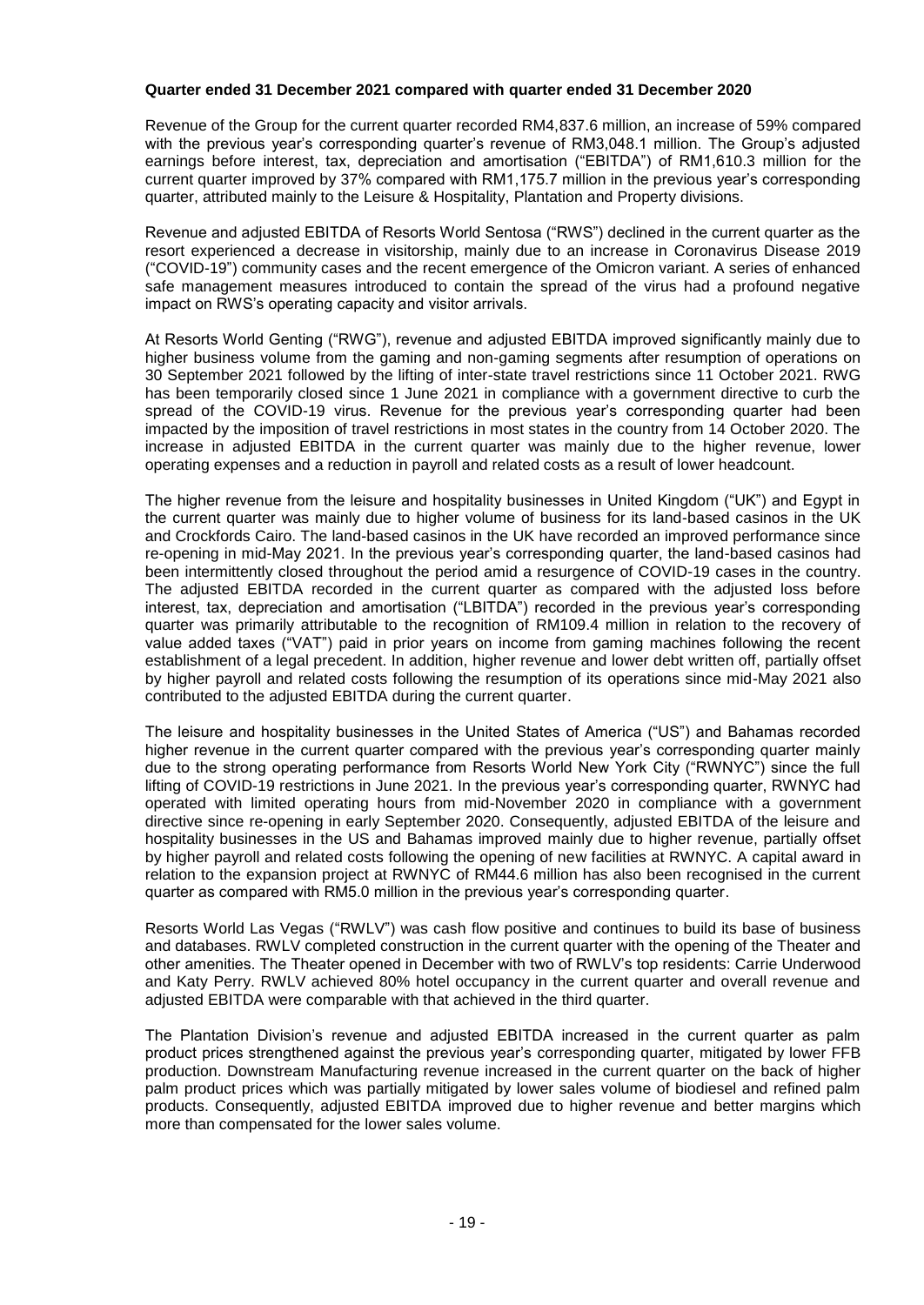**Quarter ended 31 December 2021 compared with quarter ended 31 December 2020**

Revenue of the Group for the current quarter recorded RM4,837.6 million, an increase of 59% compared with the previous year's corresponding quarter's revenue of RM3,048.1 million. The Group's adjusted earnings before interest, tax, depreciation and amortisation ("EBITDA") of RM1,610.3 million for the current quarter improved by 37% compared with RM1,175.7 million in the previous year's corresponding quarter, attributed mainly to the Leisure & Hospitality, Plantation and Property divisions.

Revenue and adjusted EBITDA of Resorts World Sentosa ("RWS") declined in the current quarter as the resort experienced a decrease in visitorship, mainly due to an increase in Coronavirus Disease 2019 ("COVID-19") community cases and the recent emergence of the Omicron variant. A series of enhanced safe management measures introduced to contain the spread of the virus had a profound negative impact on RWS's operating capacity and visitor arrivals.

At Resorts World Genting ("RWG"), revenue and adjusted EBITDA improved significantly mainly due to higher business volume from the gaming and non-gaming segments after resumption of operations on 30 September 2021 followed by the lifting of inter-state travel restrictions since 11 October 2021. RWG has been temporarily closed since 1 June 2021 in compliance with a government directive to curb the spread of the COVID-19 virus. Revenue for the previous year's corresponding quarter had been impacted by the imposition of travel restrictions in most states in the country from 14 October 2020. The increase in adjusted EBITDA in the current quarter was mainly due to the higher revenue, lower operating expenses and a reduction in payroll and related costs as a result of lower headcount.

The higher revenue from the leisure and hospitality businesses in United Kingdom ("UK") and Egypt in the current quarter was mainly due to higher volume of business for its land-based casinos in the UK and Crockfords Cairo. The land-based casinos in the UK have recorded an improved performance since re-opening in mid-May 2021. In the previous year's corresponding quarter, the land-based casinos had been intermittently closed throughout the period amid a resurgence of COVID-19 cases in the country. The adjusted EBITDA recorded in the current quarter as compared with the adjusted loss before interest, tax, depreciation and amortisation ("LBITDA") recorded in the previous year's corresponding quarter was primarily attributable to the recognition of RM109.4 million in relation to the recovery of value added taxes ("VAT") paid in prior years on income from gaming machines following the recent establishment of a legal precedent. In addition, higher revenue and lower debt written off, partially offset by higher payroll and related costs following the resumption of its operations since mid-May 2021 also contributed to the adjusted EBITDA during the current quarter.

The leisure and hospitality businesses in the United States of America ("US") and Bahamas recorded higher revenue in the current quarter compared with the previous year's corresponding quarter mainly due to the strong operating performance from Resorts World New York City ("RWNYC") since the full lifting of COVID-19 restrictions in June 2021. In the previous year's corresponding quarter, RWNYC had operated with limited operating hours from mid-November 2020 in compliance with a government directive since re-opening in early September 2020. Consequently, adjusted EBITDA of the leisure and hospitality businesses in the US and Bahamas improved mainly due to higher revenue, partially offset by higher payroll and related costs following the opening of new facilities at RWNYC. A capital award in relation to the expansion project at RWNYC of RM44.6 million has also been recognised in the current quarter as compared with RM5.0 million in the previous year's corresponding quarter.

Resorts World Las Vegas ("RWLV") was cash flow positive and continues to build its base of business and databases. RWLV completed construction in the current quarter with the opening of the Theater and other amenities. The Theater opened in December with two of RWLV's top residents: Carrie Underwood and Katy Perry. RWLV achieved 80% hotel occupancy in the current quarter and overall revenue and adjusted EBITDA were comparable with that achieved in the third quarter.

The Plantation Division's revenue and adjusted EBITDA increased in the current quarter as palm product prices strengthened against the previous year's corresponding quarter, mitigated by lower FFB production. Downstream Manufacturing revenue increased in the current quarter on the back of higher palm product prices which was partially mitigated by lower sales volume of biodiesel and refined palm products. Consequently, adjusted EBITDA improved due to higher revenue and better margins which more than compensated for the lower sales volume.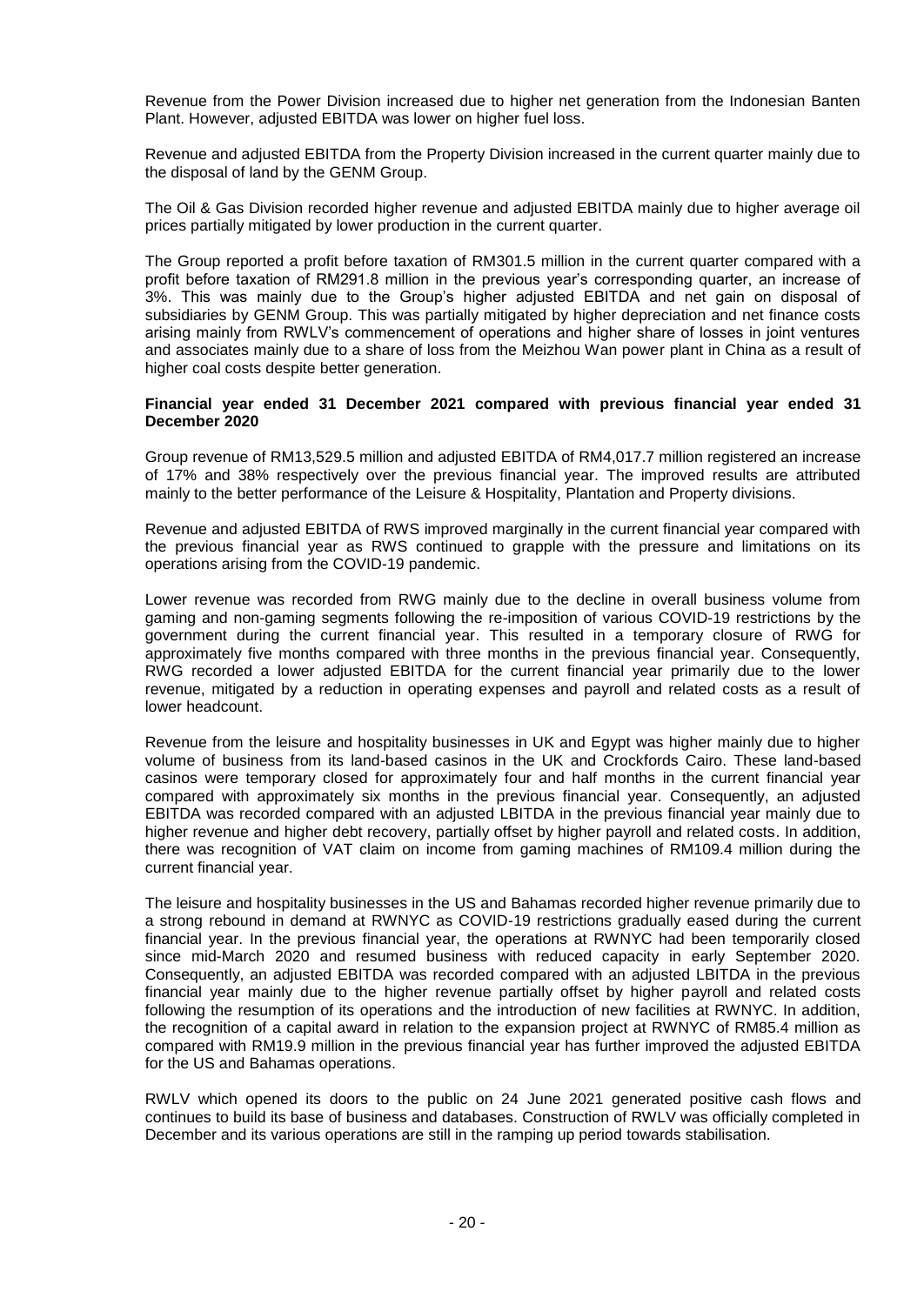Revenue from the Power Division increased due to higher net generation from the Indonesian Banten Plant. However, adjusted EBITDA was lower on higher fuel loss.

Revenue and adjusted EBITDA from the Property Division increased in the current quarter mainly due to the disposal of land by the GENM Group.

The Oil & Gas Division recorded higher revenue and adjusted EBITDA mainly due to higher average oil prices partially mitigated by lower production in the current quarter.

The Group reported a profit before taxation of RM301.5 million in the current quarter compared with a profit before taxation of RM291.8 million in the previous year's corresponding quarter, an increase of 3%. This was mainly due to the Group's higher adjusted EBITDA and net gain on disposal of subsidiaries by GENM Group. This was partially mitigated by higher depreciation and net finance costs arising mainly from RWLV's commencement of operations and higher share of losses in joint ventures and associates mainly due to a share of loss from the Meizhou Wan power plant in China as a result of higher coal costs despite better generation.

**Financial year ended 31 December 2021 compared with previous financial year ended 31 December 2020**

Group revenue of RM13,529.5 million and adjusted EBITDA of RM4,017.7 million registered an increase of 17% and 38% respectively over the previous financial year. The improved results are attributed mainly to the better performance of the Leisure & Hospitality, Plantation and Property divisions.

Revenue and adjusted EBITDA of RWS improved marginally in the current financial year compared with the previous financial year as RWS continued to grapple with the pressure and limitations on its operations arising from the COVID-19 pandemic.

Lower revenue was recorded from RWG mainly due to the decline in overall business volume from gaming and non-gaming segments following the re-imposition of various COVID-19 restrictions by the government during the current financial year. This resulted in a temporary closure of RWG for approximately five months compared with three months in the previous financial year. Consequently, RWG recorded a lower adjusted EBITDA for the current financial year primarily due to the lower revenue, mitigated by a reduction in operating expenses and payroll and related costs as a result of lower headcount.

Revenue from the leisure and hospitality businesses in UK and Egypt was higher mainly due to higher volume of business from its land-based casinos in the UK and Crockfords Cairo. These land-based casinos were temporary closed for approximately four and half months in the current financial year compared with approximately six months in the previous financial year. Consequently, an adjusted EBITDA was recorded compared with an adjusted LBITDA in the previous financial year mainly due to higher revenue and higher debt recovery, partially offset by higher payroll and related costs. In addition, there was recognition of VAT claim on income from gaming machines of RM109.4 million during the current financial year.

The leisure and hospitality businesses in the US and Bahamas recorded higher revenue primarily due to a strong rebound in demand at RWNYC as COVID-19 restrictions gradually eased during the current financial year. In the previous financial year, the operations at RWNYC had been temporarily closed since mid-March 2020 and resumed business with reduced capacity in early September 2020. Consequently, an adjusted EBITDA was recorded compared with an adjusted LBITDA in the previous financial year mainly due to the higher revenue partially offset by higher payroll and related costs following the resumption of its operations and the introduction of new facilities at RWNYC. In addition, the recognition of a capital award in relation to the expansion project at RWNYC of RM85.4 million as compared with RM19.9 million in the previous financial year has further improved the adjusted EBITDA for the US and Bahamas operations.

RWLV which opened its doors to the public on 24 June 2021 generated positive cash flows and continues to build its base of business and databases. Construction of RWLV was officially completed in December and its various operations are still in the ramping up period towards stabilisation.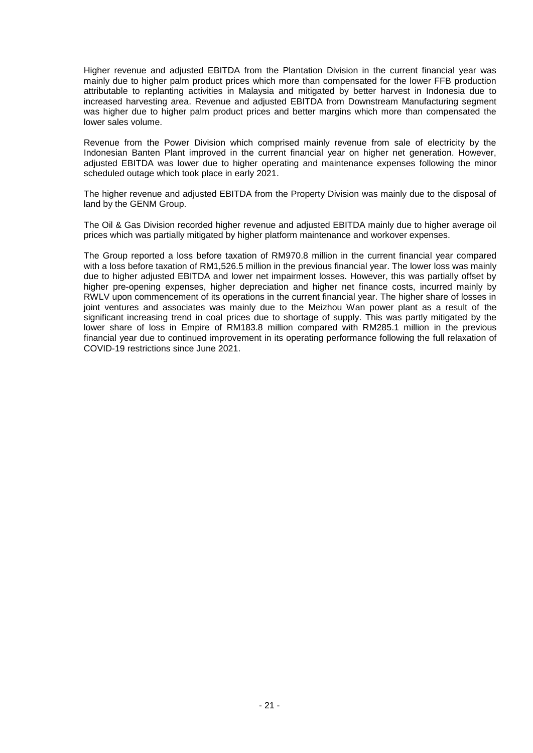Higher revenue and adjusted EBITDA from the Plantation Division in the current financial year was mainly due to higher palm product prices which more than compensated for the lower FFB production attributable to replanting activities in Malaysia and mitigated by better harvest in Indonesia due to increased harvesting area. Revenue and adjusted EBITDA from Downstream Manufacturing segment was higher due to higher palm product prices and better margins which more than compensated the lower sales volume.

Revenue from the Power Division which comprised mainly revenue from sale of electricity by the Indonesian Banten Plant improved in the current financial year on higher net generation. However, adjusted EBITDA was lower due to higher operating and maintenance expenses following the minor scheduled outage which took place in early 2021.

The higher revenue and adjusted EBITDA from the Property Division was mainly due to the disposal of land by the GENM Group.

The Oil & Gas Division recorded higher revenue and adjusted EBITDA mainly due to higher average oil prices which was partially mitigated by higher platform maintenance and workover expenses.

The Group reported a loss before taxation of RM970.8 million in the current financial year compared with a loss before taxation of RM1,526.5 million in the previous financial year. The lower loss was mainly due to higher adjusted EBITDA and lower net impairment losses. However, this was partially offset by higher pre-opening expenses, higher depreciation and higher net finance costs, incurred mainly by RWLV upon commencement of its operations in the current financial year. The higher share of losses in joint ventures and associates was mainly due to the Meizhou Wan power plant as a result of the significant increasing trend in coal prices due to shortage of supply. This was partly mitigated by the lower share of loss in Empire of RM183.8 million compared with RM285.1 million in the previous financial year due to continued improvement in its operating performance following the full relaxation of COVID-19 restrictions since June 2021.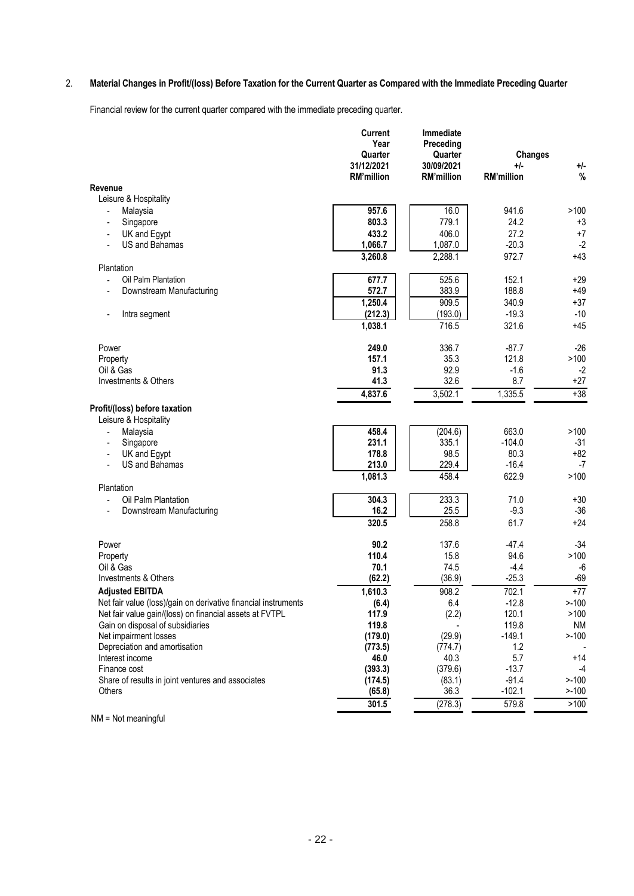## 2. Material Changes in Profit/(loss) Before Taxation for the Current Quarter as Compared with the Immediate Preceding Quarter

Financial review for the current quarter compared with the immediate preceding quarter.

| | Current Year Quarter 31/12/2021 RM'million | Immediate Preceding Quarter 30/09/2021 RM'million | Changes +/- RM'million | +/- % |
|---|---|---|---|---|
| **Revenue** | | | | |
| Leisure & Hospitality | | | | |
| - Malaysia | 957.6 | 16.0 | 941.6 | >100 |
| - Singapore | 803.3 | 779.1 | 24.2 | +3 |
| - UK and Egypt | 433.2 | 406.0 | 27.2 | +7 |
| - US and Bahamas | 1,066.7 | 1,087.0 | -20.3 | -2 |
| | 3,260.8 | 2,288.1 | 972.7 | +43 |
| Plantation | | | | |
| - Oil Palm Plantation | 677.7 | 525.6 | 152.1 | +29 |
| - Downstream Manufacturing | 572.7 | 383.9 | 188.8 | +49 |
| | 1,250.4 | 909.5 | 340.9 | +37 |
| - Intra segment | (212.3) | (193.0) | -19.3 | -10 |
| | 1,038.1 | 716.5 | 321.6 | +45 |
| Power | 249.0 | 336.7 | -87.7 | -26 |
| Property | 157.1 | 35.3 | 121.8 | >100 |
| Oil & Gas | 91.3 | 92.9 | -1.6 | -2 |
| Investments & Others | 41.3 | 32.6 | 8.7 | +27 |
| | 4,837.6 | 3,502.1 | 1,335.5 | +38 |
| **Profit/(loss) before taxation** | | | | |
| Leisure & Hospitality | | | | |
| - Malaysia | 458.4 | (204.6) | 663.0 | >100 |
| - Singapore | 231.1 | 335.1 | -104.0 | -31 |
| - UK and Egypt | 178.8 | 98.5 | 80.3 | +82 |
| - US and Bahamas | 213.0 | 229.4 | -16.4 | -7 |
| | 1,081.3 | 458.4 | 622.9 | >100 |
| Plantation | | | | |
| - Oil Palm Plantation | 304.3 | 233.3 | 71.0 | +30 |
| - Downstream Manufacturing | 16.2 | 25.5 | -9.3 | -36 |
| | 320.5 | 258.8 | 61.7 | +24 |
| Power | 90.2 | 137.6 | -47.4 | -34 |
| Property | 110.4 | 15.8 | 94.6 | >100 |
| Oil & Gas | 70.1 | 74.5 | -4.4 | -6 |
| Investments & Others | (62.2) | (36.9) | -25.3 | -69 |
| **Adjusted EBITDA** | 1,610.3 | 908.2 | 702.1 | +77 |
| Net fair value (loss)/gain on derivative financial instruments | (6.4) | 6.4 | -12.8 | >-100 |
| Net fair value gain/(loss) on financial assets at FVTPL | 117.9 | (2.2) | 120.1 | >100 |
| Gain on disposal of subsidiaries | 119.8 | - | 119.8 | NM |
| Net impairment losses | (179.0) | (29.9) | -149.1 | >-100 |
| Depreciation and amortisation | (773.5) | (774.7) | 1.2 | - |
| Interest income | 46.0 | 40.3 | 5.7 | +14 |
| Finance cost | (393.3) | (379.6) | -13.7 | -4 |
| Share of results in joint ventures and associates | (174.5) | (83.1) | -91.4 | >-100 |
| Others | (65.8) | 36.3 | -102.1 | >-100 |
| | 301.5 | (278.3) | 579.8 | >100 |

NM = Not meaningful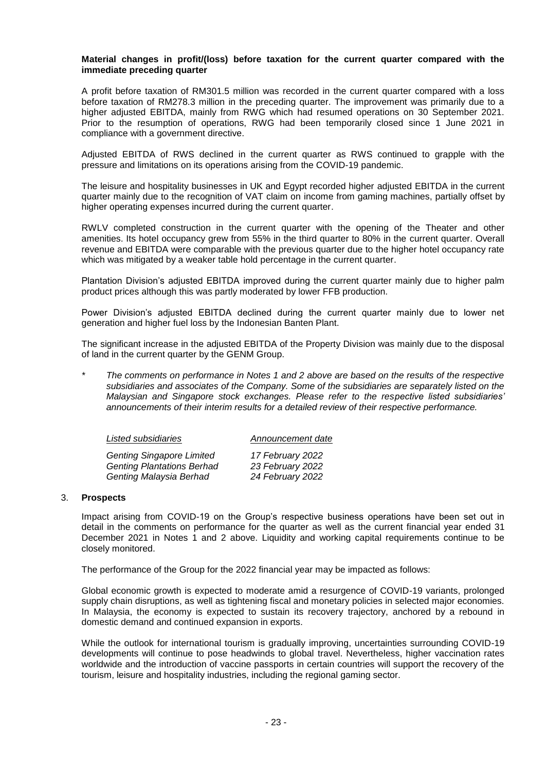**Material changes in profit/(loss) before taxation for the current quarter compared with the immediate preceding quarter**

A profit before taxation of RM301.5 million was recorded in the current quarter compared with a loss before taxation of RM278.3 million in the preceding quarter. The improvement was primarily due to a higher adjusted EBITDA, mainly from RWG which had resumed operations on 30 September 2021. Prior to the resumption of operations, RWG had been temporarily closed since 1 June 2021 in compliance with a government directive.

Adjusted EBITDA of RWS declined in the current quarter as RWS continued to grapple with the pressure and limitations on its operations arising from the COVID-19 pandemic.

The leisure and hospitality businesses in UK and Egypt recorded higher adjusted EBITDA in the current quarter mainly due to the recognition of VAT claim on income from gaming machines, partially offset by higher operating expenses incurred during the current quarter.

RWLV completed construction in the current quarter with the opening of the Theater and other amenities. Its hotel occupancy grew from 55% in the third quarter to 80% in the current quarter. Overall revenue and EBITDA were comparable with the previous quarter due to the higher hotel occupancy rate which was mitigated by a weaker table hold percentage in the current quarter.

Plantation Division's adjusted EBITDA improved during the current quarter mainly due to higher palm product prices although this was partly moderated by lower FFB production.

Power Division's adjusted EBITDA declined during the current quarter mainly due to lower net generation and higher fuel loss by the Indonesian Banten Plant.

The significant increase in the adjusted EBITDA of the Property Division was mainly due to the disposal of land in the current quarter by the GENM Group.

\* *The comments on performance in Notes 1 and 2 above are based on the results of the respective subsidiaries and associates of the Company. Some of the subsidiaries are separately listed on the Malaysian and Singapore stock exchanges. Please refer to the respective listed subsidiaries' announcements of their interim results for a detailed review of their respective performance.*

| *Listed subsidiaries* | *Announcement date* |
|---|---|
| *Genting Singapore Limited* | *17 February 2022* |
| *Genting Plantations Berhad* | *23 February 2022* |
| *Genting Malaysia Berhad* | *24 February 2022* |

3. **Prospects**

Impact arising from COVID-19 on the Group's respective business operations have been set out in detail in the comments on performance for the quarter as well as the current financial year ended 31 December 2021 in Notes 1 and 2 above. Liquidity and working capital requirements continue to be closely monitored.

The performance of the Group for the 2022 financial year may be impacted as follows:

Global economic growth is expected to moderate amid a resurgence of COVID-19 variants, prolonged supply chain disruptions, as well as tightening fiscal and monetary policies in selected major economies. In Malaysia, the economy is expected to sustain its recovery trajectory, anchored by a rebound in domestic demand and continued expansion in exports.

While the outlook for international tourism is gradually improving, uncertainties surrounding COVID-19 developments will continue to pose headwinds to global travel. Nevertheless, higher vaccination rates worldwide and the introduction of vaccine passports in certain countries will support the recovery of the tourism, leisure and hospitality industries, including the regional gaming sector.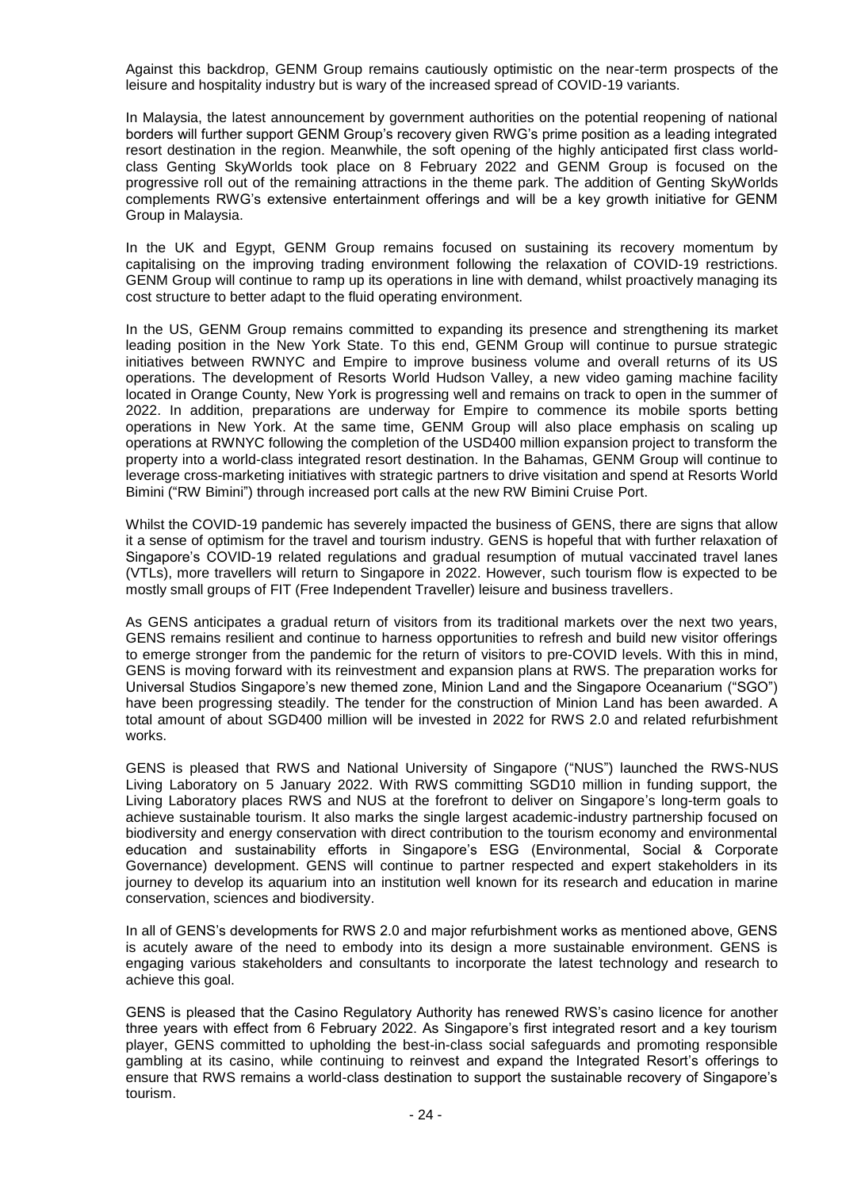Against this backdrop, GENM Group remains cautiously optimistic on the near-term prospects of the leisure and hospitality industry but is wary of the increased spread of COVID-19 variants.

In Malaysia, the latest announcement by government authorities on the potential reopening of national borders will further support GENM Group's recovery given RWG's prime position as a leading integrated resort destination in the region. Meanwhile, the soft opening of the highly anticipated first class world-class Genting SkyWorlds took place on 8 February 2022 and GENM Group is focused on the progressive roll out of the remaining attractions in the theme park. The addition of Genting SkyWorlds complements RWG's extensive entertainment offerings and will be a key growth initiative for GENM Group in Malaysia.

In the UK and Egypt, GENM Group remains focused on sustaining its recovery momentum by capitalising on the improving trading environment following the relaxation of COVID-19 restrictions. GENM Group will continue to ramp up its operations in line with demand, whilst proactively managing its cost structure to better adapt to the fluid operating environment.

In the US, GENM Group remains committed to expanding its presence and strengthening its market leading position in the New York State. To this end, GENM Group will continue to pursue strategic initiatives between RWNYC and Empire to improve business volume and overall returns of its US operations. The development of Resorts World Hudson Valley, a new video gaming machine facility located in Orange County, New York is progressing well and remains on track to open in the summer of 2022. In addition, preparations are underway for Empire to commence its mobile sports betting operations in New York. At the same time, GENM Group will also place emphasis on scaling up operations at RWNYC following the completion of the USD400 million expansion project to transform the property into a world-class integrated resort destination. In the Bahamas, GENM Group will continue to leverage cross-marketing initiatives with strategic partners to drive visitation and spend at Resorts World Bimini ("RW Bimini") through increased port calls at the new RW Bimini Cruise Port.

Whilst the COVID-19 pandemic has severely impacted the business of GENS, there are signs that allow it a sense of optimism for the travel and tourism industry. GENS is hopeful that with further relaxation of Singapore's COVID-19 related regulations and gradual resumption of mutual vaccinated travel lanes (VTLs), more travellers will return to Singapore in 2022. However, such tourism flow is expected to be mostly small groups of FIT (Free Independent Traveller) leisure and business travellers.

As GENS anticipates a gradual return of visitors from its traditional markets over the next two years, GENS remains resilient and continue to harness opportunities to refresh and build new visitor offerings to emerge stronger from the pandemic for the return of visitors to pre-COVID levels. With this in mind, GENS is moving forward with its reinvestment and expansion plans at RWS. The preparation works for Universal Studios Singapore's new themed zone, Minion Land and the Singapore Oceanarium ("SGO") have been progressing steadily. The tender for the construction of Minion Land has been awarded. A total amount of about SGD400 million will be invested in 2022 for RWS 2.0 and related refurbishment works.

GENS is pleased that RWS and National University of Singapore ("NUS") launched the RWS-NUS Living Laboratory on 5 January 2022. With RWS committing SGD10 million in funding support, the Living Laboratory places RWS and NUS at the forefront to deliver on Singapore's long-term goals to achieve sustainable tourism. It also marks the single largest academic-industry partnership focused on biodiversity and energy conservation with direct contribution to the tourism economy and environmental education and sustainability efforts in Singapore's ESG (Environmental, Social & Corporate Governance) development. GENS will continue to partner respected and expert stakeholders in its journey to develop its aquarium into an institution well known for its research and education in marine conservation, sciences and biodiversity.

In all of GENS's developments for RWS 2.0 and major refurbishment works as mentioned above, GENS is acutely aware of the need to embody into its design a more sustainable environment. GENS is engaging various stakeholders and consultants to incorporate the latest technology and research to achieve this goal.

GENS is pleased that the Casino Regulatory Authority has renewed RWS's casino licence for another three years with effect from 6 February 2022. As Singapore's first integrated resort and a key tourism player, GENS committed to upholding the best-in-class social safeguards and promoting responsible gambling at its casino, while continuing to reinvest and expand the Integrated Resort's offerings to ensure that RWS remains a world-class destination to support the sustainable recovery of Singapore's tourism.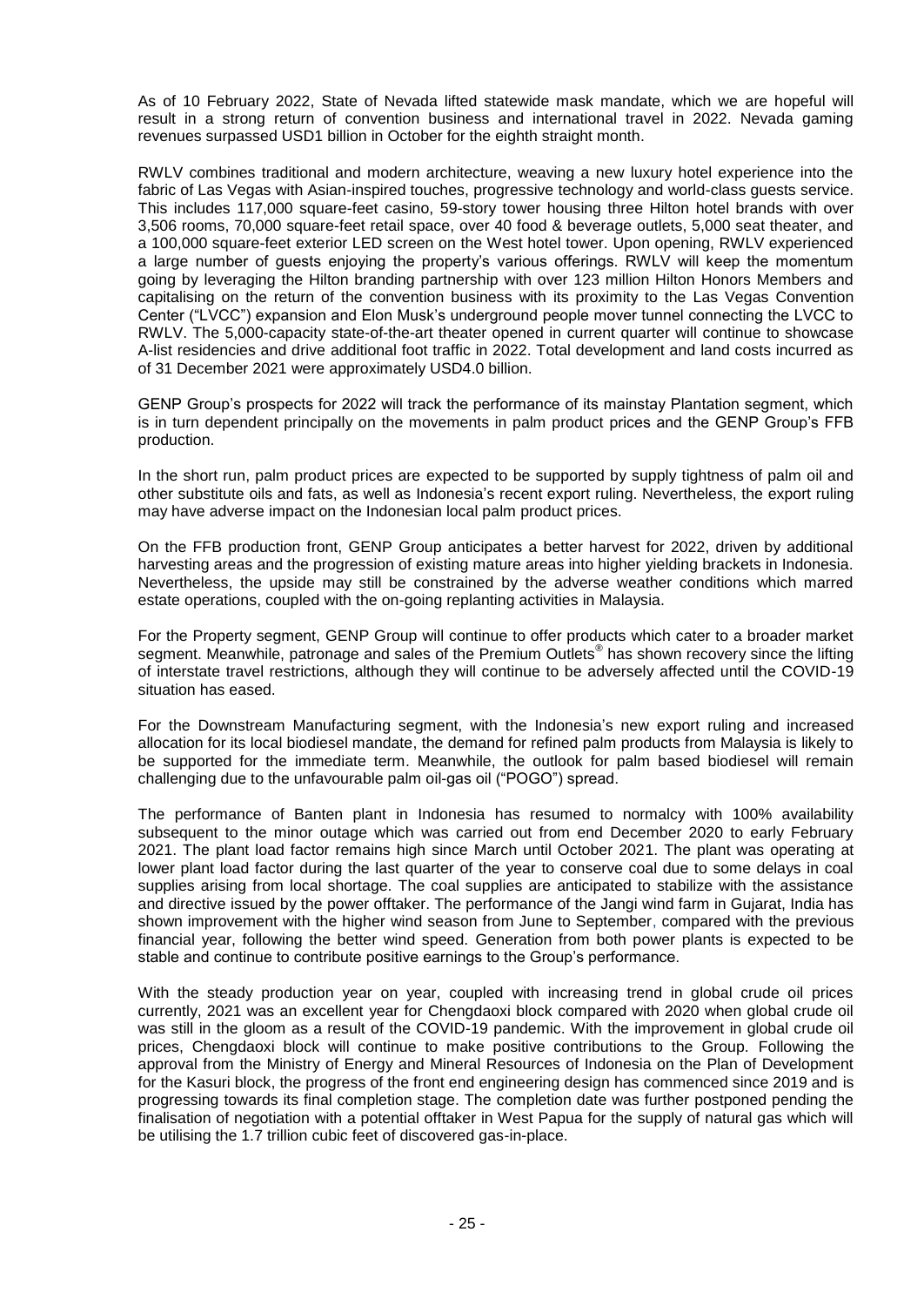As of 10 February 2022, State of Nevada lifted statewide mask mandate, which we are hopeful will result in a strong return of convention business and international travel in 2022. Nevada gaming revenues surpassed USD1 billion in October for the eighth straight month.

RWLV combines traditional and modern architecture, weaving a new luxury hotel experience into the fabric of Las Vegas with Asian-inspired touches, progressive technology and world-class guests service. This includes 117,000 square-feet casino, 59-story tower housing three Hilton hotel brands with over 3,506 rooms, 70,000 square-feet retail space, over 40 food & beverage outlets, 5,000 seat theater, and a 100,000 square-feet exterior LED screen on the West hotel tower. Upon opening, RWLV experienced a large number of guests enjoying the property's various offerings. RWLV will keep the momentum going by leveraging the Hilton branding partnership with over 123 million Hilton Honors Members and capitalising on the return of the convention business with its proximity to the Las Vegas Convention Center ("LVCC") expansion and Elon Musk's underground people mover tunnel connecting the LVCC to RWLV. The 5,000-capacity state-of-the-art theater opened in current quarter will continue to showcase A-list residencies and drive additional foot traffic in 2022. Total development and land costs incurred as of 31 December 2021 were approximately USD4.0 billion.

GENP Group's prospects for 2022 will track the performance of its mainstay Plantation segment, which is in turn dependent principally on the movements in palm product prices and the GENP Group's FFB production.

In the short run, palm product prices are expected to be supported by supply tightness of palm oil and other substitute oils and fats, as well as Indonesia's recent export ruling. Nevertheless, the export ruling may have adverse impact on the Indonesian local palm product prices.

On the FFB production front, GENP Group anticipates a better harvest for 2022, driven by additional harvesting areas and the progression of existing mature areas into higher yielding brackets in Indonesia. Nevertheless, the upside may still be constrained by the adverse weather conditions which marred estate operations, coupled with the on-going replanting activities in Malaysia.

For the Property segment, GENP Group will continue to offer products which cater to a broader market segment. Meanwhile, patronage and sales of the Premium Outlets® has shown recovery since the lifting of interstate travel restrictions, although they will continue to be adversely affected until the COVID-19 situation has eased.

For the Downstream Manufacturing segment, with the Indonesia's new export ruling and increased allocation for its local biodiesel mandate, the demand for refined palm products from Malaysia is likely to be supported for the immediate term. Meanwhile, the outlook for palm based biodiesel will remain challenging due to the unfavourable palm oil-gas oil ("POGO") spread.

The performance of Banten plant in Indonesia has resumed to normalcy with 100% availability subsequent to the minor outage which was carried out from end December 2020 to early February 2021. The plant load factor remains high since March until October 2021. The plant was operating at lower plant load factor during the last quarter of the year to conserve coal due to some delays in coal supplies arising from local shortage. The coal supplies are anticipated to stabilize with the assistance and directive issued by the power offtaker. The performance of the Jangi wind farm in Gujarat, India has shown improvement with the higher wind season from June to September, compared with the previous financial year, following the better wind speed. Generation from both power plants is expected to be stable and continue to contribute positive earnings to the Group's performance.

With the steady production year on year, coupled with increasing trend in global crude oil prices currently, 2021 was an excellent year for Chengdaoxi block compared with 2020 when global crude oil was still in the gloom as a result of the COVID-19 pandemic. With the improvement in global crude oil prices, Chengdaoxi block will continue to make positive contributions to the Group. Following the approval from the Ministry of Energy and Mineral Resources of Indonesia on the Plan of Development for the Kasuri block, the progress of the front end engineering design has commenced since 2019 and is progressing towards its final completion stage. The completion date was further postponed pending the finalisation of negotiation with a potential offtaker in West Papua for the supply of natural gas which will be utilising the 1.7 trillion cubic feet of discovered gas-in-place.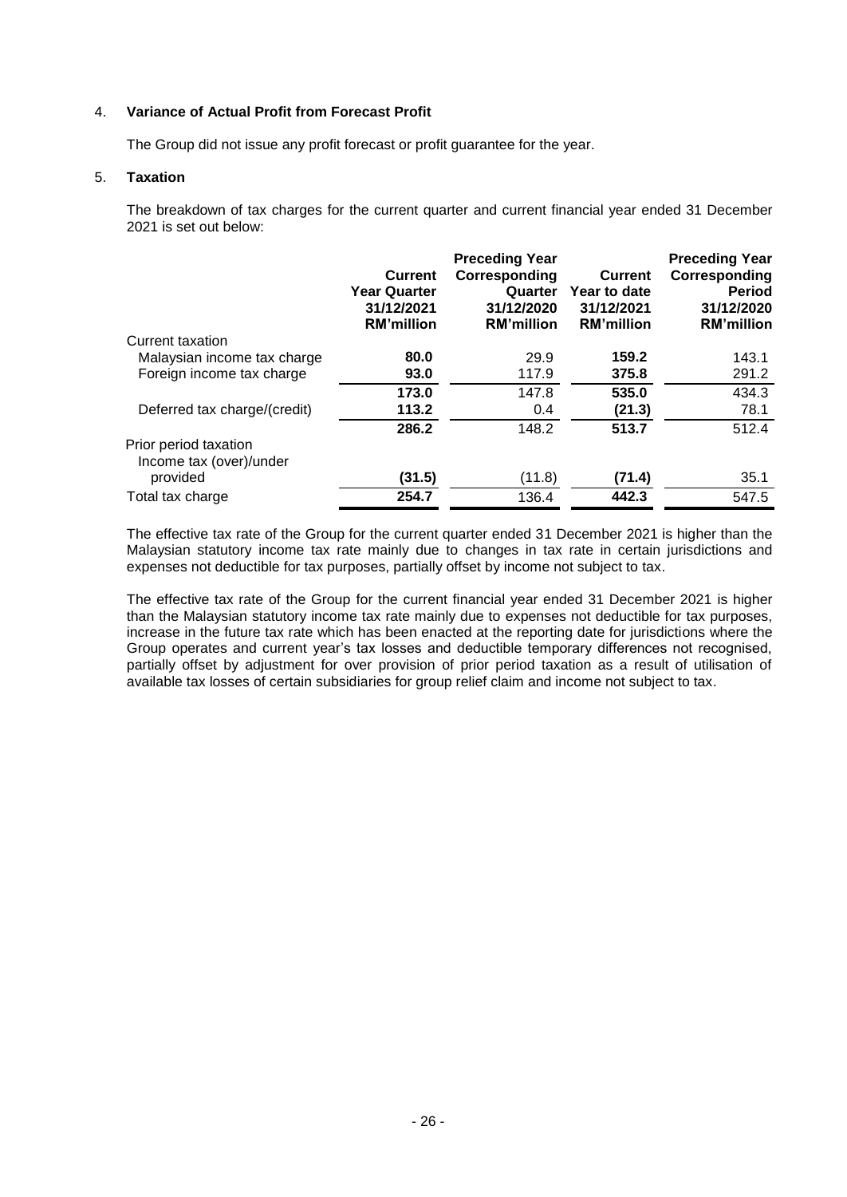4. **Variance of Actual Profit from Forecast Profit**

The Group did not issue any profit forecast or profit guarantee for the year.

5. **Taxation**

The breakdown of tax charges for the current quarter and current financial year ended 31 December 2021 is set out below:

| | **Current Year Quarter 31/12/2021 RM'million** | **Preceding Year Corresponding Quarter 31/12/2020 RM'million** | **Current Year to date 31/12/2021 RM'million** | **Preceding Year Corresponding Period 31/12/2020 RM'million** |
|---|---|---|---|---|
| Current taxation | | | | |
| Malaysian income tax charge | **80.0** | 29.9 | **159.2** | 143.1 |
| Foreign income tax charge | **93.0** | 117.9 | **375.8** | 291.2 |
| | **173.0** | 147.8 | **535.0** | 434.3 |
| Deferred tax charge/(credit) | **113.2** | 0.4 | **(21.3)** | 78.1 |
| | **286.2** | 148.2 | **513.7** | 512.4 |
| Prior period taxation | | | | |
| Income tax (over)/under provided | **(31.5)** | (11.8) | **(71.4)** | 35.1 |
| Total tax charge | **254.7** | 136.4 | **442.3** | 547.5 |

The effective tax rate of the Group for the current quarter ended 31 December 2021 is higher than the Malaysian statutory income tax rate mainly due to changes in tax rate in certain jurisdictions and expenses not deductible for tax purposes, partially offset by income not subject to tax.

The effective tax rate of the Group for the current financial year ended 31 December 2021 is higher than the Malaysian statutory income tax rate mainly due to expenses not deductible for tax purposes, increase in the future tax rate which has been enacted at the reporting date for jurisdictions where the Group operates and current year's tax losses and deductible temporary differences not recognised, partially offset by adjustment for over provision of prior period taxation as a result of utilisation of available tax losses of certain subsidiaries for group relief claim and income not subject to tax.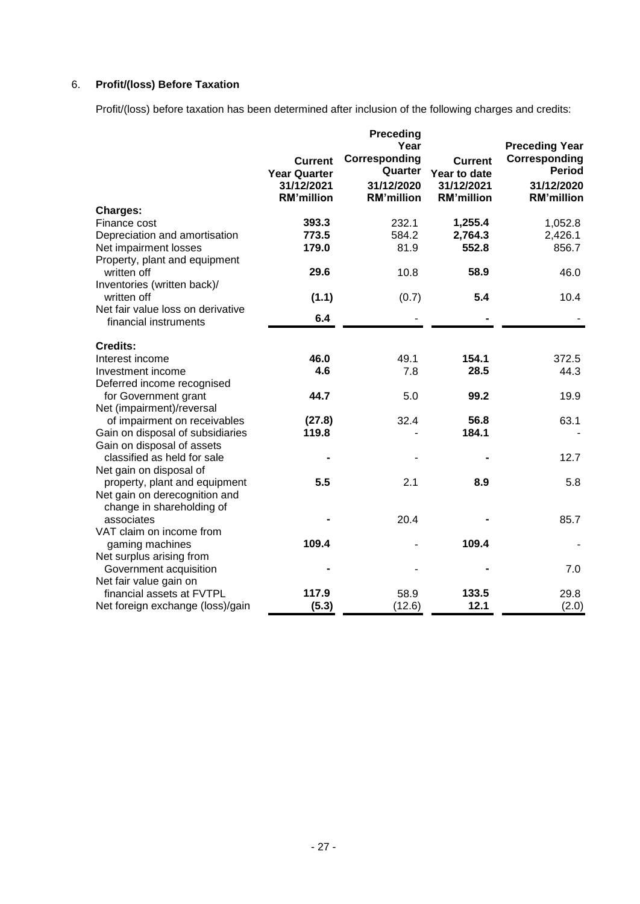## 6. **Profit/(loss) Before Taxation**

Profit/(loss) before taxation has been determined after inclusion of the following charges and credits:

| | Current Year Quarter 31/12/2021 RM'million | Preceding Year Corresponding Quarter 31/12/2020 RM'million | Current Year to date 31/12/2021 RM'million | Preceding Year Corresponding Period 31/12/2020 RM'million |
|---|---|---|---|---|
| **Charges:** | | | | |
| Finance cost | **393.3** | 232.1 | **1,255.4** | 1,052.8 |
| Depreciation and amortisation | **773.5** | 584.2 | **2,764.3** | 2,426.1 |
| Net impairment losses | **179.0** | 81.9 | **552.8** | 856.7 |
| Property, plant and equipment written off | **29.6** | 10.8 | **58.9** | 46.0 |
| Inventories (written back)/ written off | **(1.1)** | (0.7) | **5.4** | 10.4 |
| Net fair value loss on derivative financial instruments | **6.4** | - | **-** | - |
| **Credits:** | | | | |
| Interest income | **46.0** | 49.1 | **154.1** | 372.5 |
| Investment income | **4.6** | 7.8 | **28.5** | 44.3 |
| Deferred income recognised for Government grant | **44.7** | 5.0 | **99.2** | 19.9 |
| Net (impairment)/reversal of impairment on receivables | **(27.8)** | 32.4 | **56.8** | 63.1 |
| Gain on disposal of subsidiaries | **119.8** | - | **184.1** | - |
| Gain on disposal of assets classified as held for sale | **-** | - | **-** | 12.7 |
| Net gain on disposal of property, plant and equipment | **5.5** | 2.1 | **8.9** | 5.8 |
| Net gain on derecognition and change in shareholding of associates | **-** | 20.4 | **-** | 85.7 |
| VAT claim on income from gaming machines | **109.4** | - | **109.4** | - |
| Net surplus arising from Government acquisition | **-** | - | **-** | 7.0 |
| Net fair value gain on financial assets at FVTPL | **117.9** | 58.9 | **133.5** | 29.8 |
| Net foreign exchange (loss)/gain | **(5.3)** | (12.6) | **12.1** | (2.0) |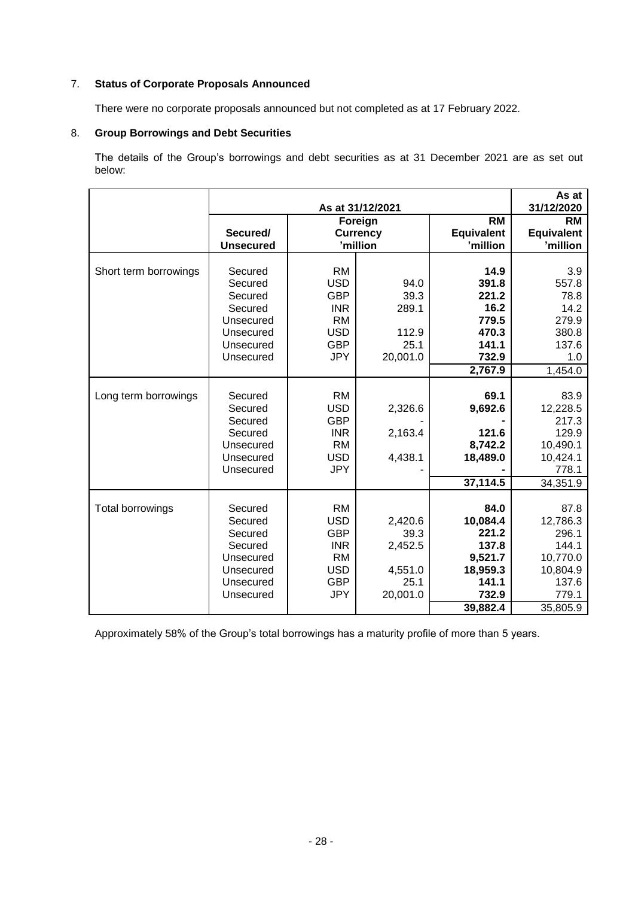## 7. Status of Corporate Proposals Announced

There were no corporate proposals announced but not completed as at 17 February 2022.

## 8. Group Borrowings and Debt Securities

The details of the Group's borrowings and debt securities as at 31 December 2021 are as set out below:

| | As at 31/12/2021 | | | | As at 31/12/2020 |
|---|---|---|---|---|---|
| | **Secured/ Unsecured** | **Foreign Currency 'million** | | **RM Equivalent 'million** | **RM Equivalent 'million** |
| Short term borrowings | Secured | RM | | **14.9** | 3.9 |
| | Secured | USD | 94.0 | **391.8** | 557.8 |
| | Secured | GBP | 39.3 | **221.2** | 78.8 |
| | Secured | INR | 289.1 | **16.2** | 14.2 |
| | Unsecured | RM | | **779.5** | 279.9 |
| | Unsecured | USD | 112.9 | **470.3** | 380.8 |
| | Unsecured | GBP | 25.1 | **141.1** | 137.6 |
| | Unsecured | JPY | 20,001.0 | **732.9** | 1.0 |
| | | | | **2,767.9** | 1,454.0 |
| Long term borrowings | Secured | RM | | **69.1** | 83.9 |
| | Secured | USD | 2,326.6 | **9,692.6** | 12,228.5 |
| | Secured | GBP | - | **-** | 217.3 |
| | Secured | INR | 2,163.4 | **121.6** | 129.9 |
| | Unsecured | RM | | **8,742.2** | 10,490.1 |
| | Unsecured | USD | 4,438.1 | **18,489.0** | 10,424.1 |
| | Unsecured | JPY | - | **-** | 778.1 |
| | | | | **37,114.5** | 34,351.9 |
| Total borrowings | Secured | RM | | **84.0** | 87.8 |
| | Secured | USD | 2,420.6 | **10,084.4** | 12,786.3 |
| | Secured | GBP | 39.3 | **221.2** | 296.1 |
| | Secured | INR | 2,452.5 | **137.8** | 144.1 |
| | Unsecured | RM | | **9,521.7** | 10,770.0 |
| | Unsecured | USD | 4,551.0 | **18,959.3** | 10,804.9 |
| | Unsecured | GBP | 25.1 | **141.1** | 137.6 |
| | Unsecured | JPY | 20,001.0 | **732.9** | 779.1 |
| | | | | **39,882.4** | 35,805.9 |

Approximately 58% of the Group's total borrowings has a maturity profile of more than 5 years.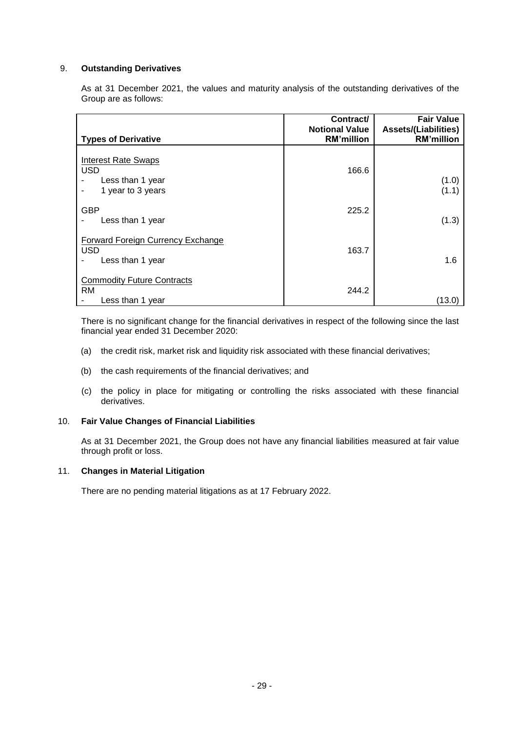## 9. Outstanding Derivatives

As at 31 December 2021, the values and maturity analysis of the outstanding derivatives of the Group are as follows:

| Types of Derivative | Contract/ Notional Value RM'million | Fair Value Assets/(Liabilities) RM'million |
|---|---|---|
| Interest Rate Swaps | | |
| USD | 166.6 | |
| - Less than 1 year | | (1.0) |
| - 1 year to 3 years | | (1.1) |
| GBP | 225.2 | |
| - Less than 1 year | | (1.3) |
| Forward Foreign Currency Exchange | | |
| USD | 163.7 | |
| - Less than 1 year | | 1.6 |
| Commodity Future Contracts | | |
| RM | 244.2 | |
| - Less than 1 year | | (13.0) |

There is no significant change for the financial derivatives in respect of the following since the last financial year ended 31 December 2020:

(a) the credit risk, market risk and liquidity risk associated with these financial derivatives;

(b) the cash requirements of the financial derivatives; and

(c) the policy in place for mitigating or controlling the risks associated with these financial derivatives.

## 10. Fair Value Changes of Financial Liabilities

As at 31 December 2021, the Group does not have any financial liabilities measured at fair value through profit or loss.

## 11. Changes in Material Litigation

There are no pending material litigations as at 17 February 2022.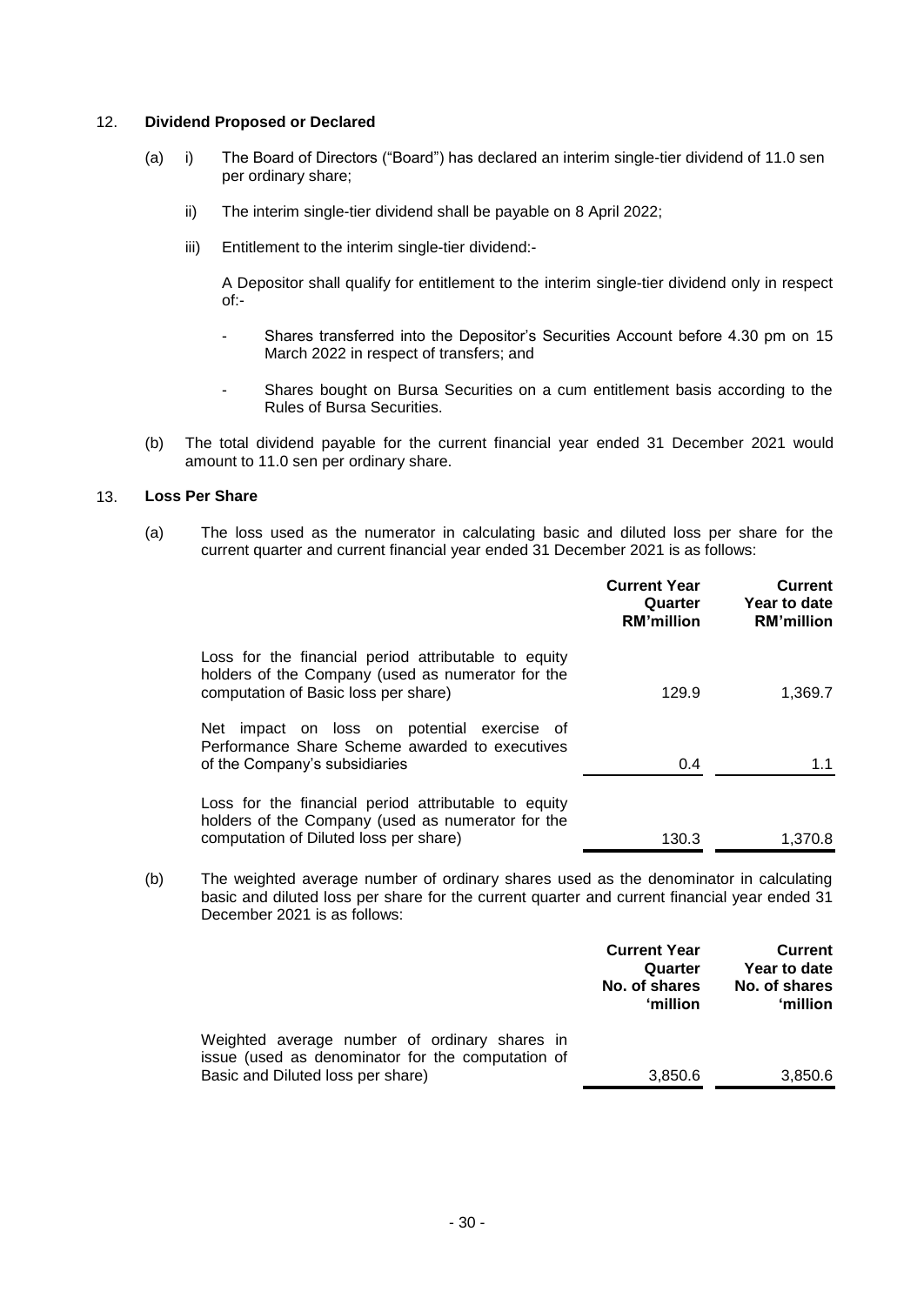## 12. Dividend Proposed or Declared

(a) i) The Board of Directors ("Board") has declared an interim single-tier dividend of 11.0 sen per ordinary share;

ii) The interim single-tier dividend shall be payable on 8 April 2022;

iii) Entitlement to the interim single-tier dividend:-

A Depositor shall qualify for entitlement to the interim single-tier dividend only in respect of:-

- Shares transferred into the Depositor's Securities Account before 4.30 pm on 15 March 2022 in respect of transfers; and
- Shares bought on Bursa Securities on a cum entitlement basis according to the Rules of Bursa Securities.

(b) The total dividend payable for the current financial year ended 31 December 2021 would amount to 11.0 sen per ordinary share.

## 13. Loss Per Share

(a) The loss used as the numerator in calculating basic and diluted loss per share for the current quarter and current financial year ended 31 December 2021 is as follows:

| | Current Year Quarter RM'million | Current Year to date RM'million |
|---|---|---|
| Loss for the financial period attributable to equity holders of the Company (used as numerator for the computation of Basic loss per share) | 129.9 | 1,369.7 |
| Net impact on loss on potential exercise of Performance Share Scheme awarded to executives of the Company's subsidiaries | 0.4 | 1.1 |
| Loss for the financial period attributable to equity holders of the Company (used as numerator for the computation of Diluted loss per share) | 130.3 | 1,370.8 |

(b) The weighted average number of ordinary shares used as the denominator in calculating basic and diluted loss per share for the current quarter and current financial year ended 31 December 2021 is as follows:

| | Current Year Quarter No. of shares 'million | Current Year to date No. of shares 'million |
|---|---|---|
| Weighted average number of ordinary shares in issue (used as denominator for the computation of Basic and Diluted loss per share) | 3,850.6 | 3,850.6 |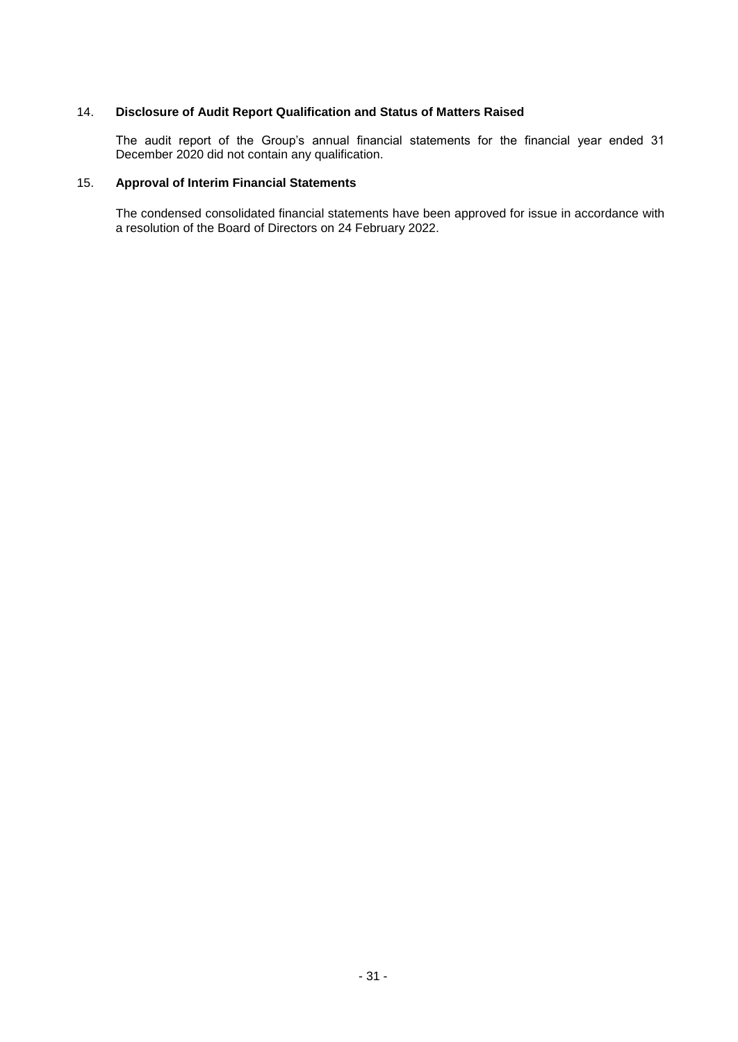14. **Disclosure of Audit Report Qualification and Status of Matters Raised**

The audit report of the Group's annual financial statements for the financial year ended 31 December 2020 did not contain any qualification.

15. **Approval of Interim Financial Statements**

The condensed consolidated financial statements have been approved for issue in accordance with a resolution of the Board of Directors on 24 February 2022.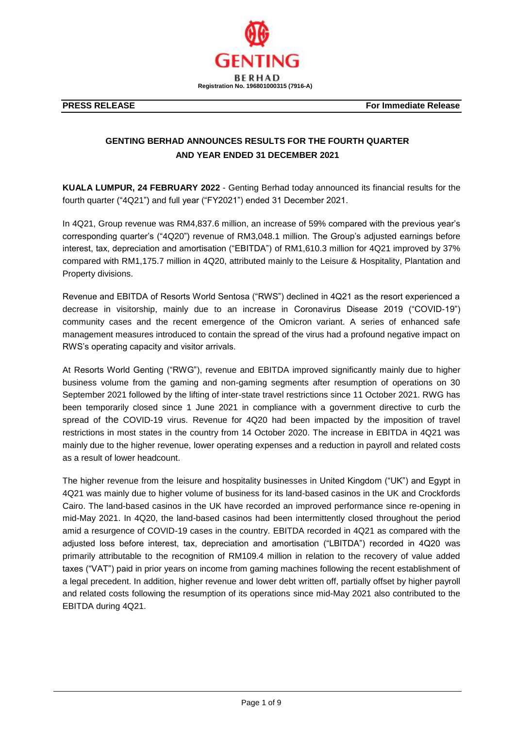**GENTING BERHAD**

**Registration No. 196801000315 (7916-A)**

**PRESS RELEASE** **For Immediate Release**

## GENTING BERHAD ANNOUNCES RESULTS FOR THE FOURTH QUARTER AND YEAR ENDED 31 DECEMBER 2021

**KUALA LUMPUR, 24 FEBRUARY 2022** - Genting Berhad today announced its financial results for the fourth quarter ("4Q21") and full year ("FY2021") ended 31 December 2021.

In 4Q21, Group revenue was RM4,837.6 million, an increase of 59% compared with the previous year's corresponding quarter's ("4Q20") revenue of RM3,048.1 million. The Group's adjusted earnings before interest, tax, depreciation and amortisation ("EBITDA") of RM1,610.3 million for 4Q21 improved by 37% compared with RM1,175.7 million in 4Q20, attributed mainly to the Leisure & Hospitality, Plantation and Property divisions.

Revenue and EBITDA of Resorts World Sentosa ("RWS") declined in 4Q21 as the resort experienced a decrease in visitorship, mainly due to an increase in Coronavirus Disease 2019 ("COVID-19") community cases and the recent emergence of the Omicron variant. A series of enhanced safe management measures introduced to contain the spread of the virus had a profound negative impact on RWS's operating capacity and visitor arrivals.

At Resorts World Genting ("RWG"), revenue and EBITDA improved significantly mainly due to higher business volume from the gaming and non-gaming segments after resumption of operations on 30 September 2021 followed by the lifting of inter-state travel restrictions since 11 October 2021. RWG has been temporarily closed since 1 June 2021 in compliance with a government directive to curb the spread of the COVID-19 virus. Revenue for 4Q20 had been impacted by the imposition of travel restrictions in most states in the country from 14 October 2020. The increase in EBITDA in 4Q21 was mainly due to the higher revenue, lower operating expenses and a reduction in payroll and related costs as a result of lower headcount.

The higher revenue from the leisure and hospitality businesses in United Kingdom ("UK") and Egypt in 4Q21 was mainly due to higher volume of business for its land-based casinos in the UK and Crockfords Cairo. The land-based casinos in the UK have recorded an improved performance since re-opening in mid-May 2021. In 4Q20, the land-based casinos had been intermittently closed throughout the period amid a resurgence of COVID-19 cases in the country. EBITDA recorded in 4Q21 as compared with the adjusted loss before interest, tax, depreciation and amortisation ("LBITDA") recorded in 4Q20 was primarily attributable to the recognition of RM109.4 million in relation to the recovery of value added taxes ("VAT") paid in prior years on income from gaming machines following the recent establishment of a legal precedent. In addition, higher revenue and lower debt written off, partially offset by higher payroll and related costs following the resumption of its operations since mid-May 2021 also contributed to the EBITDA during 4Q21.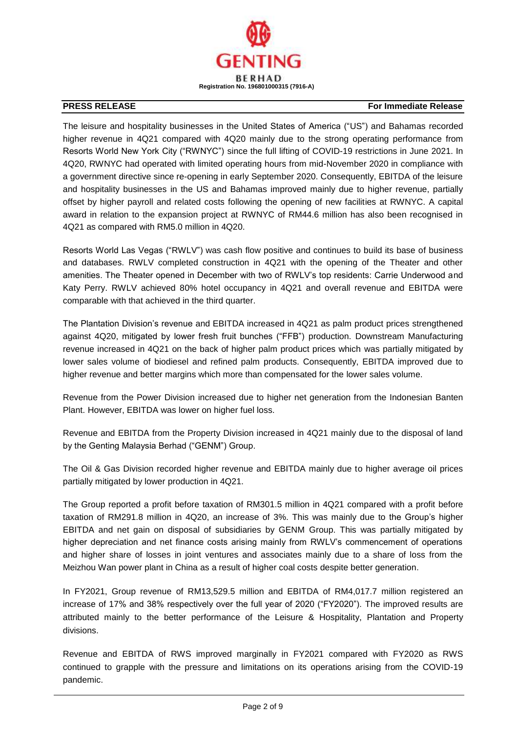**GENTING BERHAD**
**Registration No. 196801000315 (7916-A)**

**PRESS RELEASE** **For Immediate Release**

The leisure and hospitality businesses in the United States of America ("US") and Bahamas recorded higher revenue in 4Q21 compared with 4Q20 mainly due to the strong operating performance from Resorts World New York City ("RWNYC") since the full lifting of COVID-19 restrictions in June 2021. In 4Q20, RWNYC had operated with limited operating hours from mid-November 2020 in compliance with a government directive since re-opening in early September 2020. Consequently, EBITDA of the leisure and hospitality businesses in the US and Bahamas improved mainly due to higher revenue, partially offset by higher payroll and related costs following the opening of new facilities at RWNYC. A capital award in relation to the expansion project at RWNYC of RM44.6 million has also been recognised in 4Q21 as compared with RM5.0 million in 4Q20.

Resorts World Las Vegas ("RWLV") was cash flow positive and continues to build its base of business and databases. RWLV completed construction in 4Q21 with the opening of the Theater and other amenities. The Theater opened in December with two of RWLV's top residents: Carrie Underwood and Katy Perry. RWLV achieved 80% hotel occupancy in 4Q21 and overall revenue and EBITDA were comparable with that achieved in the third quarter.

The Plantation Division's revenue and EBITDA increased in 4Q21 as palm product prices strengthened against 4Q20, mitigated by lower fresh fruit bunches ("FFB") production. Downstream Manufacturing revenue increased in 4Q21 on the back of higher palm product prices which was partially mitigated by lower sales volume of biodiesel and refined palm products. Consequently, EBITDA improved due to higher revenue and better margins which more than compensated for the lower sales volume.

Revenue from the Power Division increased due to higher net generation from the Indonesian Banten Plant. However, EBITDA was lower on higher fuel loss.

Revenue and EBITDA from the Property Division increased in 4Q21 mainly due to the disposal of land by the Genting Malaysia Berhad ("GENM") Group.

The Oil & Gas Division recorded higher revenue and EBITDA mainly due to higher average oil prices partially mitigated by lower production in 4Q21.

The Group reported a profit before taxation of RM301.5 million in 4Q21 compared with a profit before taxation of RM291.8 million in 4Q20, an increase of 3%. This was mainly due to the Group's higher EBITDA and net gain on disposal of subsidiaries by GENM Group. This was partially mitigated by higher depreciation and net finance costs arising mainly from RWLV's commencement of operations and higher share of losses in joint ventures and associates mainly due to a share of loss from the Meizhou Wan power plant in China as a result of higher coal costs despite better generation.

In FY2021, Group revenue of RM13,529.5 million and EBITDA of RM4,017.7 million registered an increase of 17% and 38% respectively over the full year of 2020 ("FY2020"). The improved results are attributed mainly to the better performance of the Leisure & Hospitality, Plantation and Property divisions.

Revenue and EBITDA of RWS improved marginally in FY2021 compared with FY2020 as RWS continued to grapple with the pressure and limitations on its operations arising from the COVID-19 pandemic.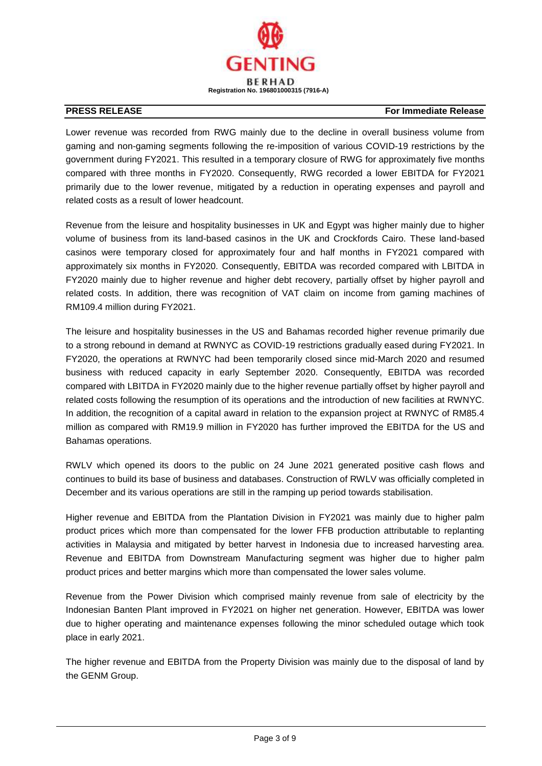**PRESS RELEASE** **For Immediate Release**

Lower revenue was recorded from RWG mainly due to the decline in overall business volume from gaming and non-gaming segments following the re-imposition of various COVID-19 restrictions by the government during FY2021. This resulted in a temporary closure of RWG for approximately five months compared with three months in FY2020. Consequently, RWG recorded a lower EBITDA for FY2021 primarily due to the lower revenue, mitigated by a reduction in operating expenses and payroll and related costs as a result of lower headcount.

Revenue from the leisure and hospitality businesses in UK and Egypt was higher mainly due to higher volume of business from its land-based casinos in the UK and Crockfords Cairo. These land-based casinos were temporary closed for approximately four and half months in FY2021 compared with approximately six months in FY2020. Consequently, EBITDA was recorded compared with LBITDA in FY2020 mainly due to higher revenue and higher debt recovery, partially offset by higher payroll and related costs. In addition, there was recognition of VAT claim on income from gaming machines of RM109.4 million during FY2021.

The leisure and hospitality businesses in the US and Bahamas recorded higher revenue primarily due to a strong rebound in demand at RWNYC as COVID-19 restrictions gradually eased during FY2021. In FY2020, the operations at RWNYC had been temporarily closed since mid-March 2020 and resumed business with reduced capacity in early September 2020. Consequently, EBITDA was recorded compared with LBITDA in FY2020 mainly due to the higher revenue partially offset by higher payroll and related costs following the resumption of its operations and the introduction of new facilities at RWNYC. In addition, the recognition of a capital award in relation to the expansion project at RWNYC of RM85.4 million as compared with RM19.9 million in FY2020 has further improved the EBITDA for the US and Bahamas operations.

RWLV which opened its doors to the public on 24 June 2021 generated positive cash flows and continues to build its base of business and databases. Construction of RWLV was officially completed in December and its various operations are still in the ramping up period towards stabilisation.

Higher revenue and EBITDA from the Plantation Division in FY2021 was mainly due to higher palm product prices which more than compensated for the lower FFB production attributable to replanting activities in Malaysia and mitigated by better harvest in Indonesia due to increased harvesting area. Revenue and EBITDA from Downstream Manufacturing segment was higher due to higher palm product prices and better margins which more than compensated the lower sales volume.

Revenue from the Power Division which comprised mainly revenue from sale of electricity by the Indonesian Banten Plant improved in FY2021 on higher net generation. However, EBITDA was lower due to higher operating and maintenance expenses following the minor scheduled outage which took place in early 2021.

The higher revenue and EBITDA from the Property Division was mainly due to the disposal of land by the GENM Group.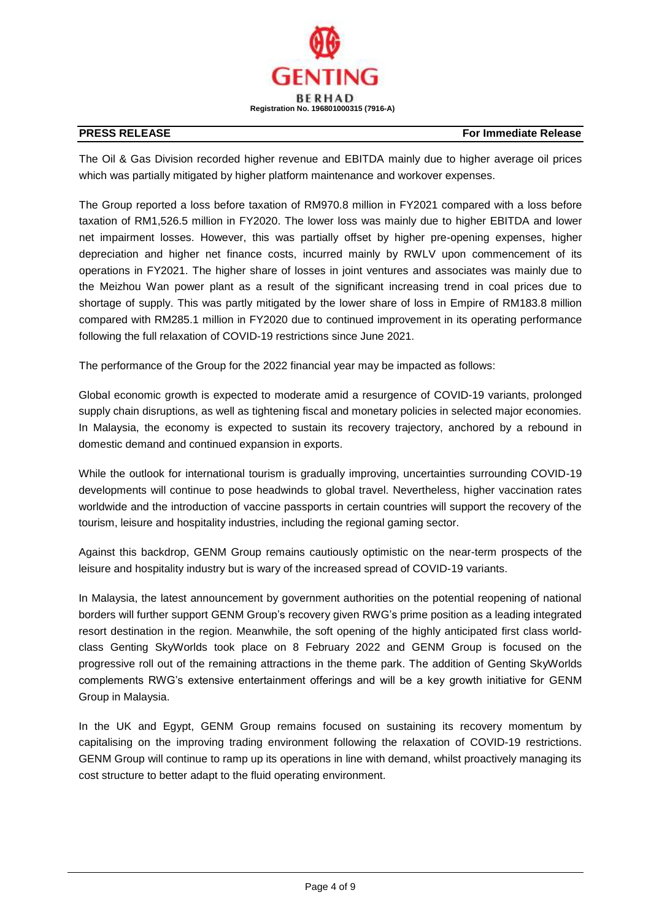The Oil & Gas Division recorded higher revenue and EBITDA mainly due to higher average oil prices which was partially mitigated by higher platform maintenance and workover expenses.

The Group reported a loss before taxation of RM970.8 million in FY2021 compared with a loss before taxation of RM1,526.5 million in FY2020. The lower loss was mainly due to higher EBITDA and lower net impairment losses. However, this was partially offset by higher pre-opening expenses, higher depreciation and higher net finance costs, incurred mainly by RWLV upon commencement of its operations in FY2021. The higher share of losses in joint ventures and associates was mainly due to the Meizhou Wan power plant as a result of the significant increasing trend in coal prices due to shortage of supply. This was partly mitigated by the lower share of loss in Empire of RM183.8 million compared with RM285.1 million in FY2020 due to continued improvement in its operating performance following the full relaxation of COVID-19 restrictions since June 2021.

The performance of the Group for the 2022 financial year may be impacted as follows:

Global economic growth is expected to moderate amid a resurgence of COVID-19 variants, prolonged supply chain disruptions, as well as tightening fiscal and monetary policies in selected major economies. In Malaysia, the economy is expected to sustain its recovery trajectory, anchored by a rebound in domestic demand and continued expansion in exports.

While the outlook for international tourism is gradually improving, uncertainties surrounding COVID-19 developments will continue to pose headwinds to global travel. Nevertheless, higher vaccination rates worldwide and the introduction of vaccine passports in certain countries will support the recovery of the tourism, leisure and hospitality industries, including the regional gaming sector.

Against this backdrop, GENM Group remains cautiously optimistic on the near-term prospects of the leisure and hospitality industry but is wary of the increased spread of COVID-19 variants.

In Malaysia, the latest announcement by government authorities on the potential reopening of national borders will further support GENM Group's recovery given RWG's prime position as a leading integrated resort destination in the region. Meanwhile, the soft opening of the highly anticipated first class world-class Genting SkyWorlds took place on 8 February 2022 and GENM Group is focused on the progressive roll out of the remaining attractions in the theme park. The addition of Genting SkyWorlds complements RWG's extensive entertainment offerings and will be a key growth initiative for GENM Group in Malaysia.

In the UK and Egypt, GENM Group remains focused on sustaining its recovery momentum by capitalising on the improving trading environment following the relaxation of COVID-19 restrictions. GENM Group will continue to ramp up its operations in line with demand, whilst proactively managing its cost structure to better adapt to the fluid operating environment.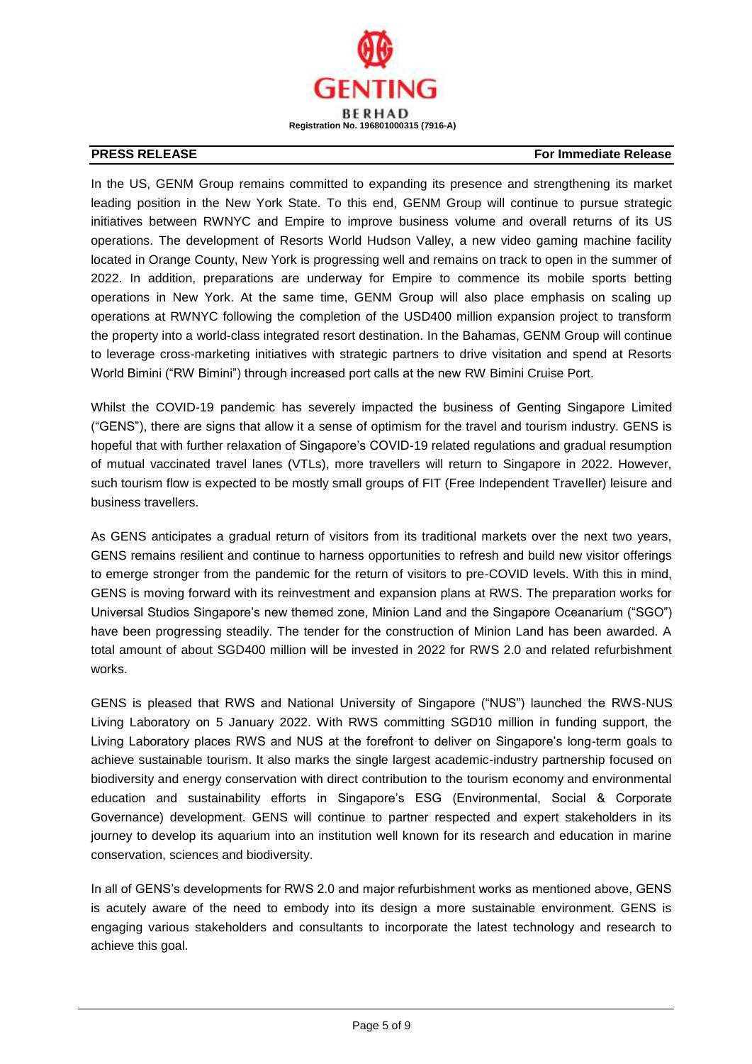In the US, GENM Group remains committed to expanding its presence and strengthening its market leading position in the New York State. To this end, GENM Group will continue to pursue strategic initiatives between RWNYC and Empire to improve business volume and overall returns of its US operations. The development of Resorts World Hudson Valley, a new video gaming machine facility located in Orange County, New York is progressing well and remains on track to open in the summer of 2022. In addition, preparations are underway for Empire to commence its mobile sports betting operations in New York. At the same time, GENM Group will also place emphasis on scaling up operations at RWNYC following the completion of the USD400 million expansion project to transform the property into a world-class integrated resort destination. In the Bahamas, GENM Group will continue to leverage cross-marketing initiatives with strategic partners to drive visitation and spend at Resorts World Bimini ("RW Bimini") through increased port calls at the new RW Bimini Cruise Port.

Whilst the COVID-19 pandemic has severely impacted the business of Genting Singapore Limited ("GENS"), there are signs that allow it a sense of optimism for the travel and tourism industry. GENS is hopeful that with further relaxation of Singapore's COVID-19 related regulations and gradual resumption of mutual vaccinated travel lanes (VTLs), more travellers will return to Singapore in 2022. However, such tourism flow is expected to be mostly small groups of FIT (Free Independent Traveller) leisure and business travellers.

As GENS anticipates a gradual return of visitors from its traditional markets over the next two years, GENS remains resilient and continue to harness opportunities to refresh and build new visitor offerings to emerge stronger from the pandemic for the return of visitors to pre-COVID levels. With this in mind, GENS is moving forward with its reinvestment and expansion plans at RWS. The preparation works for Universal Studios Singapore's new themed zone, Minion Land and the Singapore Oceanarium ("SGO") have been progressing steadily. The tender for the construction of Minion Land has been awarded. A total amount of about SGD400 million will be invested in 2022 for RWS 2.0 and related refurbishment works.

GENS is pleased that RWS and National University of Singapore ("NUS") launched the RWS-NUS Living Laboratory on 5 January 2022. With RWS committing SGD10 million in funding support, the Living Laboratory places RWS and NUS at the forefront to deliver on Singapore's long-term goals to achieve sustainable tourism. It also marks the single largest academic-industry partnership focused on biodiversity and energy conservation with direct contribution to the tourism economy and environmental education and sustainability efforts in Singapore's ESG (Environmental, Social & Corporate Governance) development. GENS will continue to partner respected and expert stakeholders in its journey to develop its aquarium into an institution well known for its research and education in marine conservation, sciences and biodiversity.

In all of GENS's developments for RWS 2.0 and major refurbishment works as mentioned above, GENS is acutely aware of the need to embody into its design a more sustainable environment. GENS is engaging various stakeholders and consultants to incorporate the latest technology and research to achieve this goal.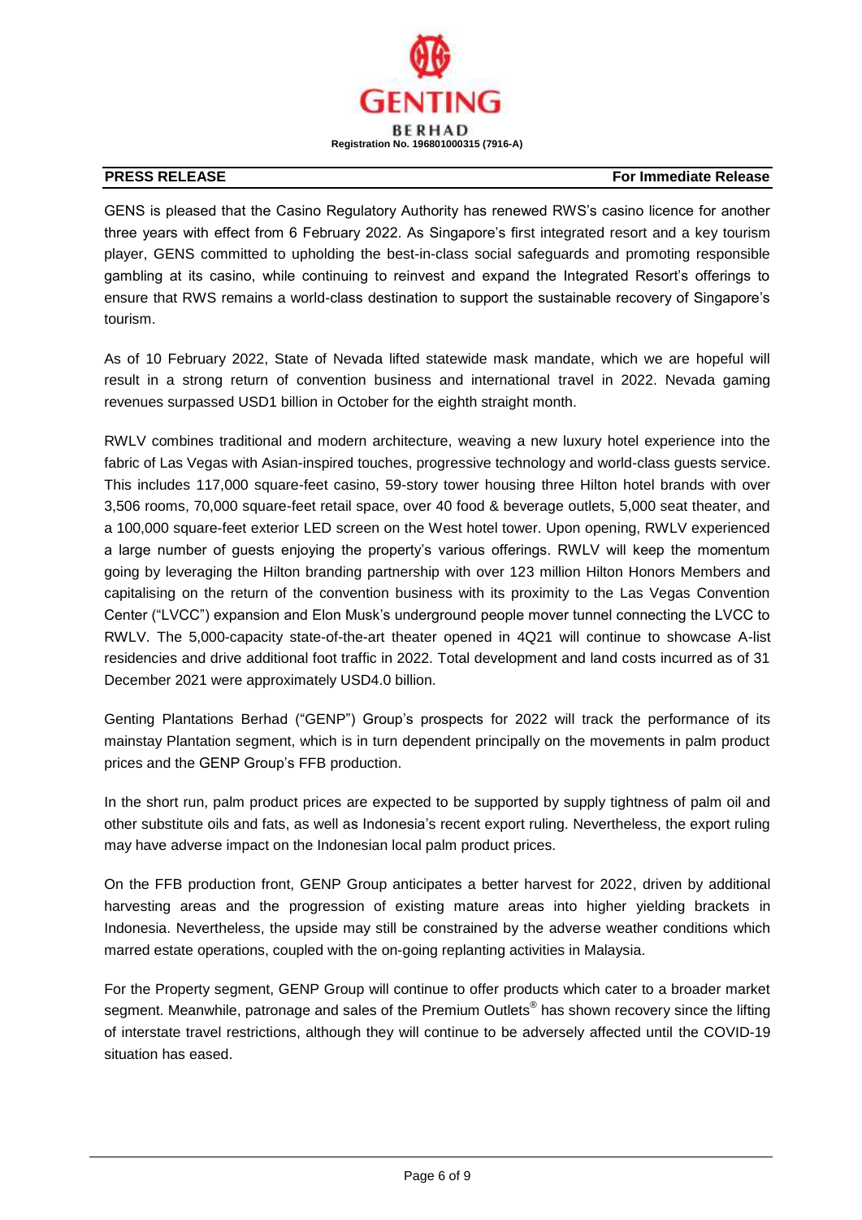**PRESS RELEASE** **For Immediate Release**

GENS is pleased that the Casino Regulatory Authority has renewed RWS's casino licence for another three years with effect from 6 February 2022. As Singapore's first integrated resort and a key tourism player, GENS committed to upholding the best-in-class social safeguards and promoting responsible gambling at its casino, while continuing to reinvest and expand the Integrated Resort's offerings to ensure that RWS remains a world-class destination to support the sustainable recovery of Singapore's tourism.

As of 10 February 2022, State of Nevada lifted statewide mask mandate, which we are hopeful will result in a strong return of convention business and international travel in 2022. Nevada gaming revenues surpassed USD1 billion in October for the eighth straight month.

RWLV combines traditional and modern architecture, weaving a new luxury hotel experience into the fabric of Las Vegas with Asian-inspired touches, progressive technology and world-class guests service. This includes 117,000 square-feet casino, 59-story tower housing three Hilton hotel brands with over 3,506 rooms, 70,000 square-feet retail space, over 40 food & beverage outlets, 5,000 seat theater, and a 100,000 square-feet exterior LED screen on the West hotel tower. Upon opening, RWLV experienced a large number of guests enjoying the property's various offerings. RWLV will keep the momentum going by leveraging the Hilton branding partnership with over 123 million Hilton Honors Members and capitalising on the return of the convention business with its proximity to the Las Vegas Convention Center ("LVCC") expansion and Elon Musk's underground people mover tunnel connecting the LVCC to RWLV. The 5,000-capacity state-of-the-art theater opened in 4Q21 will continue to showcase A-list residencies and drive additional foot traffic in 2022. Total development and land costs incurred as of 31 December 2021 were approximately USD4.0 billion.

Genting Plantations Berhad ("GENP") Group's prospects for 2022 will track the performance of its mainstay Plantation segment, which is in turn dependent principally on the movements in palm product prices and the GENP Group's FFB production.

In the short run, palm product prices are expected to be supported by supply tightness of palm oil and other substitute oils and fats, as well as Indonesia's recent export ruling. Nevertheless, the export ruling may have adverse impact on the Indonesian local palm product prices.

On the FFB production front, GENP Group anticipates a better harvest for 2022, driven by additional harvesting areas and the progression of existing mature areas into higher yielding brackets in Indonesia. Nevertheless, the upside may still be constrained by the adverse weather conditions which marred estate operations, coupled with the on-going replanting activities in Malaysia.

For the Property segment, GENP Group will continue to offer products which cater to a broader market segment. Meanwhile, patronage and sales of the Premium Outlets® has shown recovery since the lifting of interstate travel restrictions, although they will continue to be adversely affected until the COVID-19 situation has eased.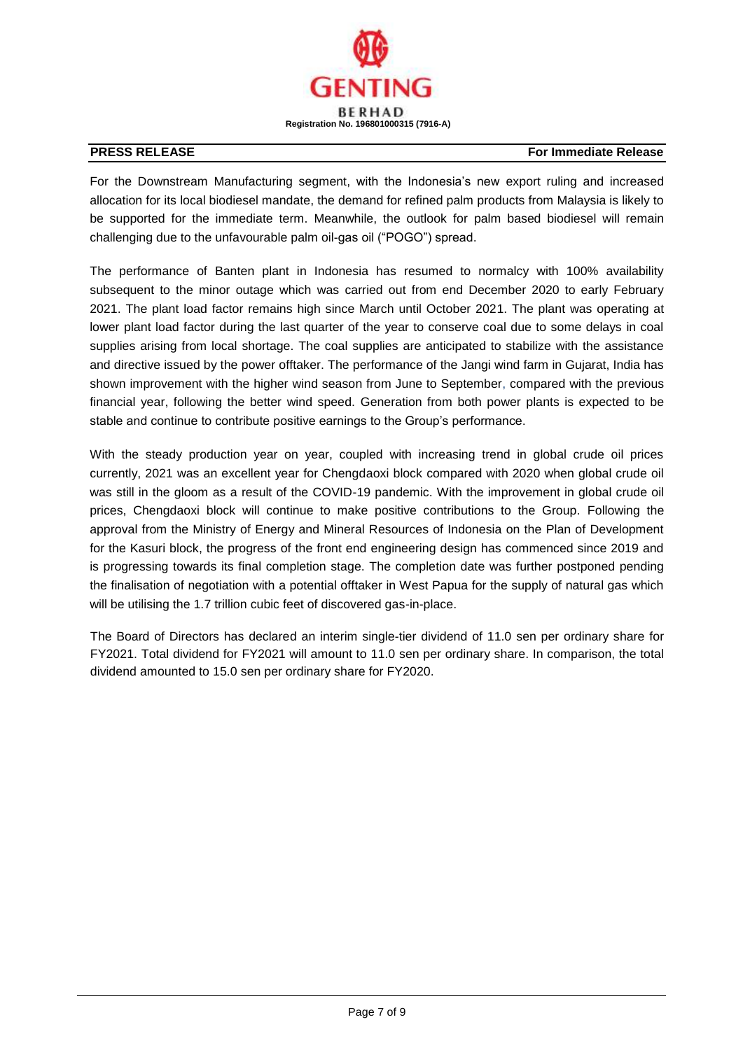For the Downstream Manufacturing segment, with the Indonesia's new export ruling and increased allocation for its local biodiesel mandate, the demand for refined palm products from Malaysia is likely to be supported for the immediate term. Meanwhile, the outlook for palm based biodiesel will remain challenging due to the unfavourable palm oil-gas oil ("POGO") spread.

The performance of Banten plant in Indonesia has resumed to normalcy with 100% availability subsequent to the minor outage which was carried out from end December 2020 to early February 2021. The plant load factor remains high since March until October 2021. The plant was operating at lower plant load factor during the last quarter of the year to conserve coal due to some delays in coal supplies arising from local shortage. The coal supplies are anticipated to stabilize with the assistance and directive issued by the power offtaker. The performance of the Jangi wind farm in Gujarat, India has shown improvement with the higher wind season from June to September, compared with the previous financial year, following the better wind speed. Generation from both power plants is expected to be stable and continue to contribute positive earnings to the Group's performance.

With the steady production year on year, coupled with increasing trend in global crude oil prices currently, 2021 was an excellent year for Chengdaoxi block compared with 2020 when global crude oil was still in the gloom as a result of the COVID-19 pandemic. With the improvement in global crude oil prices, Chengdaoxi block will continue to make positive contributions to the Group. Following the approval from the Ministry of Energy and Mineral Resources of Indonesia on the Plan of Development for the Kasuri block, the progress of the front end engineering design has commenced since 2019 and is progressing towards its final completion stage. The completion date was further postponed pending the finalisation of negotiation with a potential offtaker in West Papua for the supply of natural gas which will be utilising the 1.7 trillion cubic feet of discovered gas-in-place.

The Board of Directors has declared an interim single-tier dividend of 11.0 sen per ordinary share for FY2021. Total dividend for FY2021 will amount to 11.0 sen per ordinary share. In comparison, the total dividend amounted to 15.0 sen per ordinary share for FY2020.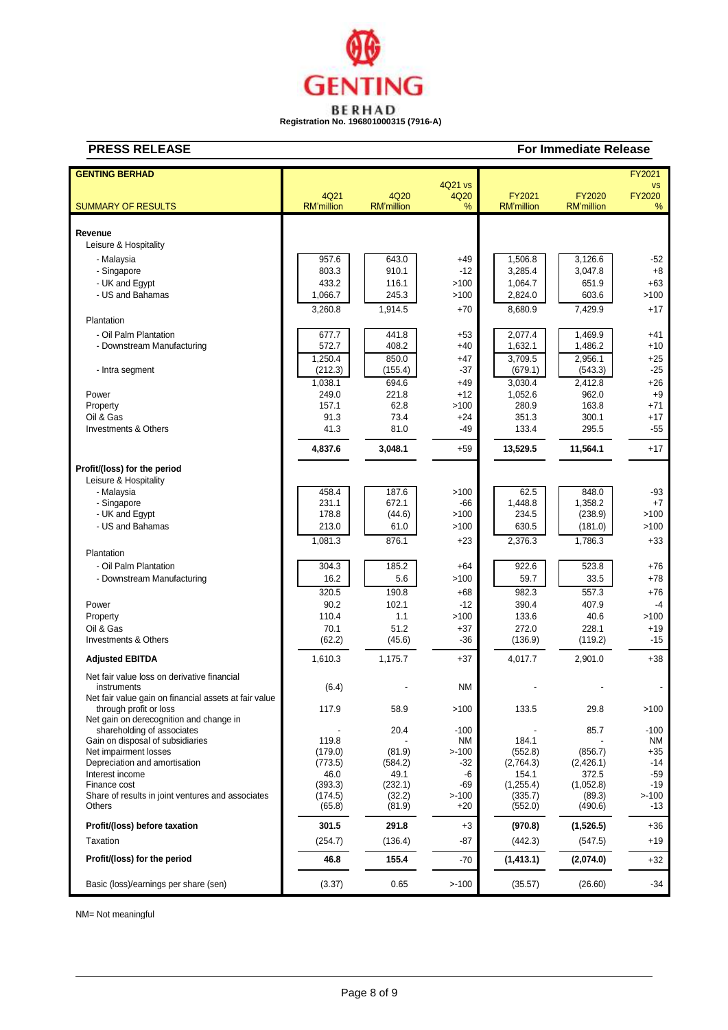**GENTING BERHAD**

Registration No. 196801000315 (7916-A)

## PRESS RELEASE

**For Immediate Release**

| GENTING BERHAD<br>SUMMARY OF RESULTS | 4Q21<br>RM'million | 4Q20<br>RM'million | 4Q21 vs 4Q20<br>% | FY2021<br>RM'million | FY2020<br>RM'million | FY2021 vs FY2020<br>% |
|---|---|---|---|---|---|---|
| **Revenue** | | | | | | |
| Leisure & Hospitality | | | | | | |
| - Malaysia | 957.6 | 643.0 | +49 | 1,506.8 | 3,126.6 | -52 |
| - Singapore | 803.3 | 910.1 | -12 | 3,285.4 | 3,047.8 | +8 |
| - UK and Egypt | 433.2 | 116.1 | >100 | 1,064.7 | 651.9 | +63 |
| - US and Bahamas | 1,066.7 | 245.3 | >100 | 2,824.0 | 603.6 | >100 |
| | 3,260.8 | 1,914.5 | +70 | 8,680.9 | 7,429.9 | +17 |
| Plantation | | | | | | |
| - Oil Palm Plantation | 677.7 | 441.8 | +53 | 2,077.4 | 1,469.9 | +41 |
| - Downstream Manufacturing | 572.7 | 408.2 | +40 | 1,632.1 | 1,486.2 | +10 |
| | 1,250.4 | 850.0 | +47 | 3,709.5 | 2,956.1 | +25 |
| - Intra segment | (212.3) | (155.4) | -37 | (679.1) | (543.3) | -25 |
| | 1,038.1 | 694.6 | +49 | 3,030.4 | 2,412.8 | +26 |
| Power | 249.0 | 221.8 | +12 | 1,052.6 | 962.0 | +9 |
| Property | 157.1 | 62.8 | >100 | 280.9 | 163.8 | +71 |
| Oil & Gas | 91.3 | 73.4 | +24 | 351.3 | 300.1 | +17 |
| Investments & Others | 41.3 | 81.0 | -49 | 133.4 | 295.5 | -55 |
| | **4,837.6** | **3,048.1** | +59 | **13,529.5** | **11,564.1** | +17 |
| **Profit/(loss) for the period** | | | | | | |
| Leisure & Hospitality | | | | | | |
| - Malaysia | 458.4 | 187.6 | >100 | 62.5 | 848.0 | -93 |
| - Singapore | 231.1 | 672.1 | -66 | 1,448.8 | 1,358.2 | +7 |
| - UK and Egypt | 178.8 | (44.6) | >100 | 234.5 | (238.9) | >100 |
| - US and Bahamas | 213.0 | 61.0 | >100 | 630.5 | (181.0) | >100 |
| | 1,081.3 | 876.1 | +23 | 2,376.3 | 1,786.3 | +33 |
| Plantation | | | | | | |
| - Oil Palm Plantation | 304.3 | 185.2 | +64 | 922.6 | 523.8 | +76 |
| - Downstream Manufacturing | 16.2 | 5.6 | >100 | 59.7 | 33.5 | +78 |
| | 320.5 | 190.8 | +68 | 982.3 | 557.3 | +76 |
| Power | 90.2 | 102.1 | -12 | 390.4 | 407.9 | -4 |
| Property | 110.4 | 1.1 | >100 | 133.6 | 40.6 | >100 |
| Oil & Gas | 70.1 | 51.2 | +37 | 272.0 | 228.1 | +19 |
| Investments & Others | (62.2) | (45.6) | -36 | (136.9) | (119.2) | -15 |
| **Adjusted EBITDA** | 1,610.3 | 1,175.7 | +37 | 4,017.7 | 2,901.0 | +38 |
| Net fair value loss on derivative financial instruments | (6.4) | - | NM | - | - | - |
| Net fair value gain on financial assets at fair value through profit or loss | 117.9 | 58.9 | >100 | 133.5 | 29.8 | >100 |
| Net gain on derecognition and change in shareholding of associates | - | 20.4 | -100 | - | 85.7 | -100 |
| Gain on disposal of subsidiaries | 119.8 | - | NM | 184.1 | - | NM |
| Net impairment losses | (179.0) | (81.9) | >-100 | (552.8) | (856.7) | +35 |
| Depreciation and amortisation | (773.5) | (584.2) | -32 | (2,764.3) | (2,426.1) | -14 |
| Interest income | 46.0 | 49.1 | -6 | 154.1 | 372.5 | -59 |
| Finance cost | (393.3) | (232.1) | -69 | (1,255.4) | (1,052.8) | -19 |
| Share of results in joint ventures and associates | (174.5) | (32.2) | >-100 | (335.7) | (89.3) | >-100 |
| Others | (65.8) | (81.9) | +20 | (552.0) | (490.6) | -13 |
| **Profit/(loss) before taxation** | **301.5** | **291.8** | +3 | **(970.8)** | **(1,526.5)** | +36 |
| Taxation | (254.7) | (136.4) | -87 | (442.3) | (547.5) | +19 |
| **Profit/(loss) for the period** | **46.8** | **155.4** | -70 | **(1,413.1)** | **(2,074.0)** | +32 |
| Basic (loss)/earnings per share (sen) | (3.37) | 0.65 | >-100 | (35.57) | (26.60) | -34 |

NM= Not meaningful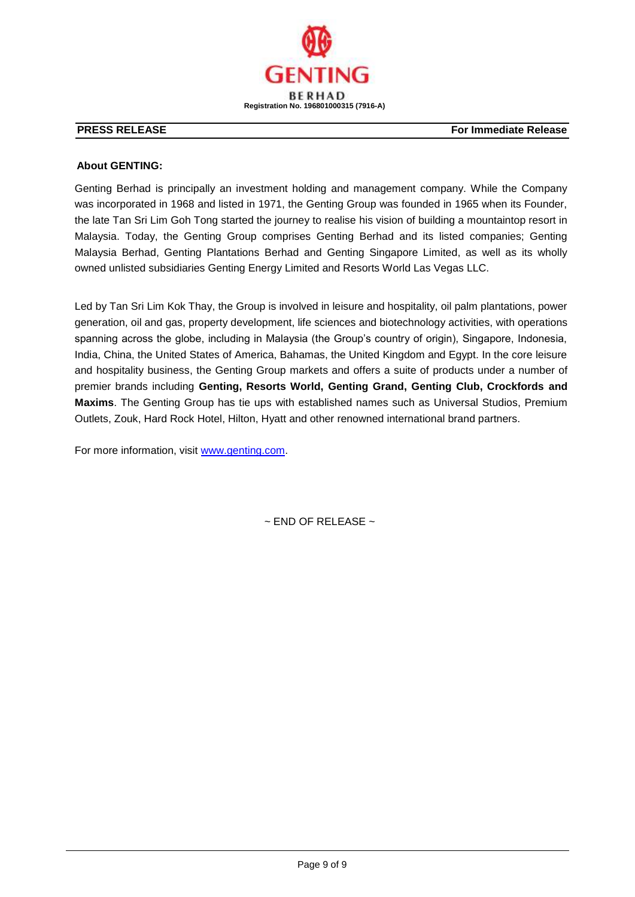GENTING

BERHAD

Registration No. 196801000315 (7916-A)

**PRESS RELEASE** **For Immediate Release**

**About GENTING:**

Genting Berhad is principally an investment holding and management company. While the Company was incorporated in 1968 and listed in 1971, the Genting Group was founded in 1965 when its Founder, the late Tan Sri Lim Goh Tong started the journey to realise his vision of building a mountaintop resort in Malaysia. Today, the Genting Group comprises Genting Berhad and its listed companies; Genting Malaysia Berhad, Genting Plantations Berhad and Genting Singapore Limited, as well as its wholly owned unlisted subsidiaries Genting Energy Limited and Resorts World Las Vegas LLC.

Led by Tan Sri Lim Kok Thay, the Group is involved in leisure and hospitality, oil palm plantations, power generation, oil and gas, property development, life sciences and biotechnology activities, with operations spanning across the globe, including in Malaysia (the Group's country of origin), Singapore, Indonesia, India, China, the United States of America, Bahamas, the United Kingdom and Egypt. In the core leisure and hospitality business, the Genting Group markets and offers a suite of products under a number of premier brands including **Genting, Resorts World, Genting Grand, Genting Club, Crockfords and Maxims**. The Genting Group has tie ups with established names such as Universal Studios, Premium Outlets, Zouk, Hard Rock Hotel, Hilton, Hyatt and other renowned international brand partners.

For more information, visit [www.genting.com](www.genting.com).

~ END OF RELEASE ~